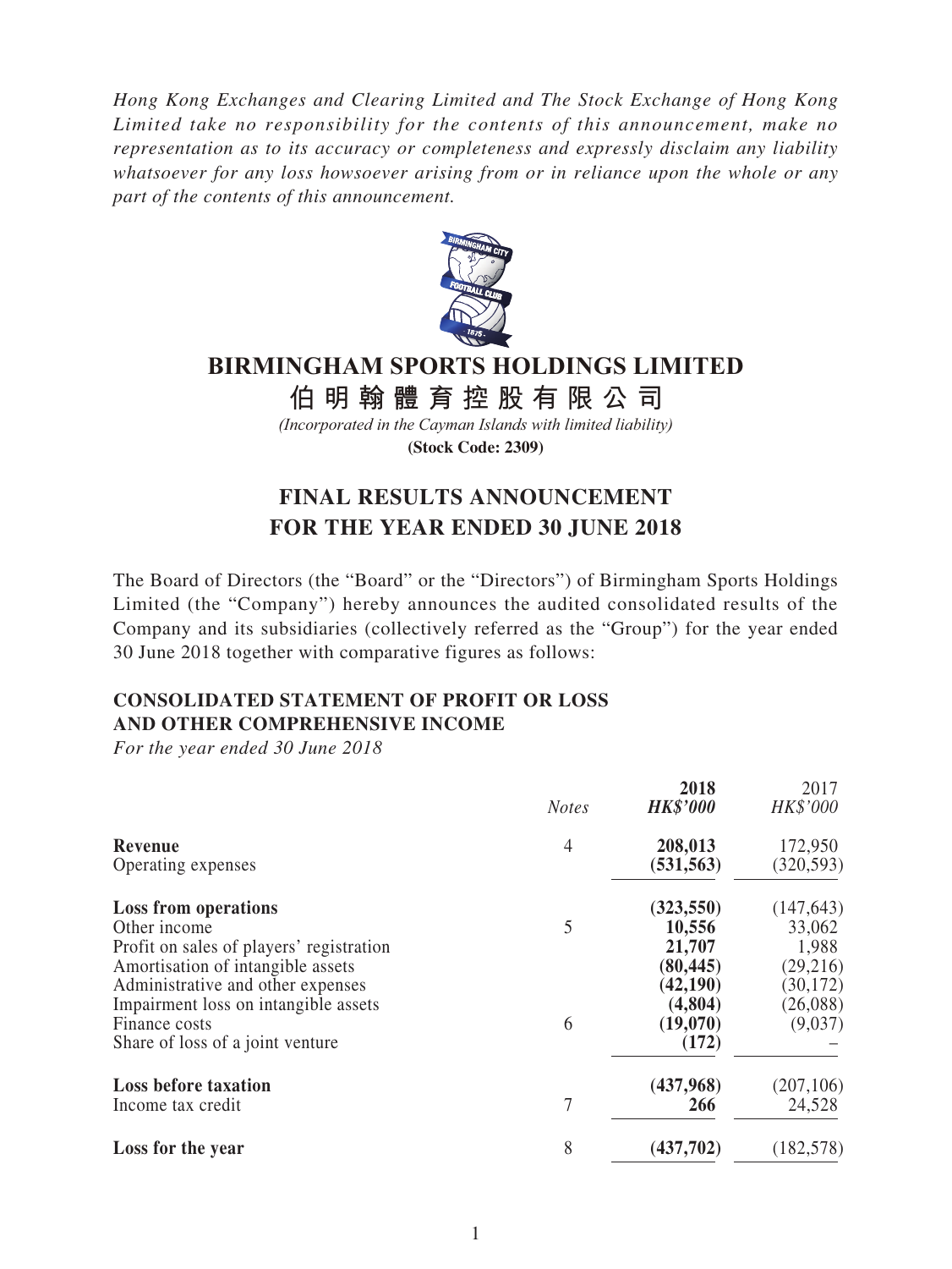*Hong Kong Exchanges and Clearing Limited and The Stock Exchange of Hong Kong Limited take no responsibility for the contents of this announcement, make no representation as to its accuracy or completeness and expressly disclaim any liability whatsoever for any loss howsoever arising from or in reliance upon the whole or any part of the contents of this announcement.*

# BIRMINGHAM SPORTS HOLDINGS LIMITED

# 伯明翰體育控股有限公司

*(Incorporated in the Cayman Islands with limited liability)*

**(Stock Code: 2309)**

## FINAL RESULTS ANNOUNCEMENT FOR THE YEAR ENDED 30 JUNE 2018

The Board of Directors (the "Board" or the "Directors") of Birmingham Sports Holdings Limited (the "Company") hereby announces the audited consolidated results of the Company and its subsidiaries (collectively referred as the "Group") for the year ended 30 June 2018 together with comparative figures as follows:

### CONSOLIDATED STATEMENT OF PROFIT OR LOSS AND OTHER COMPREHENSIVE INCOME

*For the year ended 30 June 2018*

| | *Notes* | **2018** ***HK$'000*** | 2017 *HK$'000* |
|---|---|---|---|
| **Revenue** | 4 | **208,013** | 172,950 |
| Operating expenses | | **(531,563)** | (320,593) |
| **Loss from operations** | | **(323,550)** | (147,643) |
| Other income | 5 | **10,556** | 33,062 |
| Profit on sales of players' registration | | **21,707** | 1,988 |
| Amortisation of intangible assets | | **(80,445)** | (29,216) |
| Administrative and other expenses | | **(42,190)** | (30,172) |
| Impairment loss on intangible assets | | **(4,804)** | (26,088) |
| Finance costs | 6 | **(19,070)** | (9,037) |
| Share of loss of a joint venture | | **(172)** | – |
| **Loss before taxation** | | **(437,968)** | (207,106) |
| Income tax credit | 7 | **266** | 24,528 |
| **Loss for the year** | 8 | **(437,702)** | (182,578) |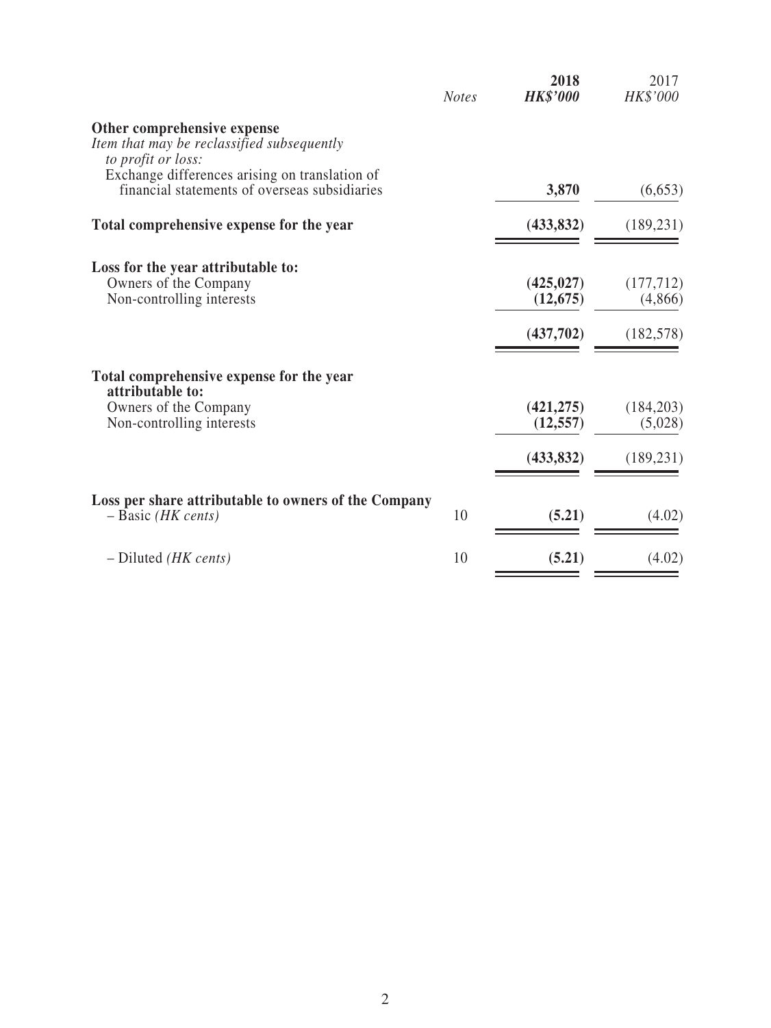| | Notes | 2018 HK$'000 | 2017 HK$'000 |
|---|---|---|---|
| **Other comprehensive expense** | | | |
| *Item that may be reclassified subsequently to profit or loss:* | | | |
| Exchange differences arising on translation of financial statements of overseas subsidiaries | | **3,870** | (6,653) |
| **Total comprehensive expense for the year** | | **(433,832)** | (189,231) |
| **Loss for the year attributable to:** | | | |
| Owners of the Company | | **(425,027)** | (177,712) |
| Non-controlling interests | | **(12,675)** | (4,866) |
| | | **(437,702)** | (182,578) |
| **Total comprehensive expense for the year attributable to:** | | | |
| Owners of the Company | | **(421,275)** | (184,203) |
| Non-controlling interests | | **(12,557)** | (5,028) |
| | | **(433,832)** | (189,231) |
| **Loss per share attributable to owners of the Company** | | | |
| – Basic *(HK cents)* | 10 | **(5.21)** | (4.02) |
| – Diluted *(HK cents)* | 10 | **(5.21)** | (4.02) |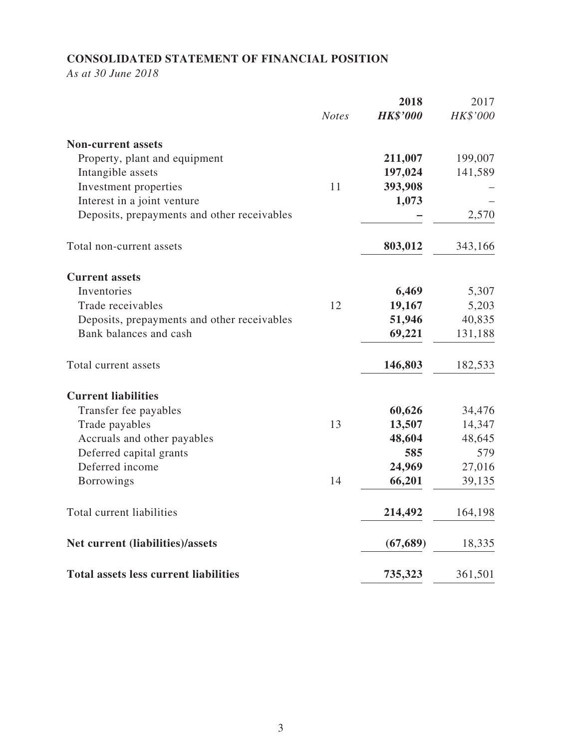## CONSOLIDATED STATEMENT OF FINANCIAL POSITION

*As at 30 June 2018*

| | *Notes* | **2018** <br> ***HK$'000*** | 2017 <br> *HK$'000* |
|---|---|---|---|
| **Non-current assets** | | | |
| Property, plant and equipment | | **211,007** | 199,007 |
| Intangible assets | | **197,024** | 141,589 |
| Investment properties | 11 | **393,908** | – |
| Interest in a joint venture | | **1,073** | – |
| Deposits, prepayments and other receivables | | **–** | 2,570 |
| Total non-current assets | | **803,012** | 343,166 |
| **Current assets** | | | |
| Inventories | | **6,469** | 5,307 |
| Trade receivables | 12 | **19,167** | 5,203 |
| Deposits, prepayments and other receivables | | **51,946** | 40,835 |
| Bank balances and cash | | **69,221** | 131,188 |
| Total current assets | | **146,803** | 182,533 |
| **Current liabilities** | | | |
| Transfer fee payables | | **60,626** | 34,476 |
| Trade payables | 13 | **13,507** | 14,347 |
| Accruals and other payables | | **48,604** | 48,645 |
| Deferred capital grants | | **585** | 579 |
| Deferred income | | **24,969** | 27,016 |
| Borrowings | 14 | **66,201** | 39,135 |
| Total current liabilities | | **214,492** | 164,198 |
| **Net current (liabilities)/assets** | | **(67,689)** | 18,335 |
| **Total assets less current liabilities** | | **735,323** | 361,501 |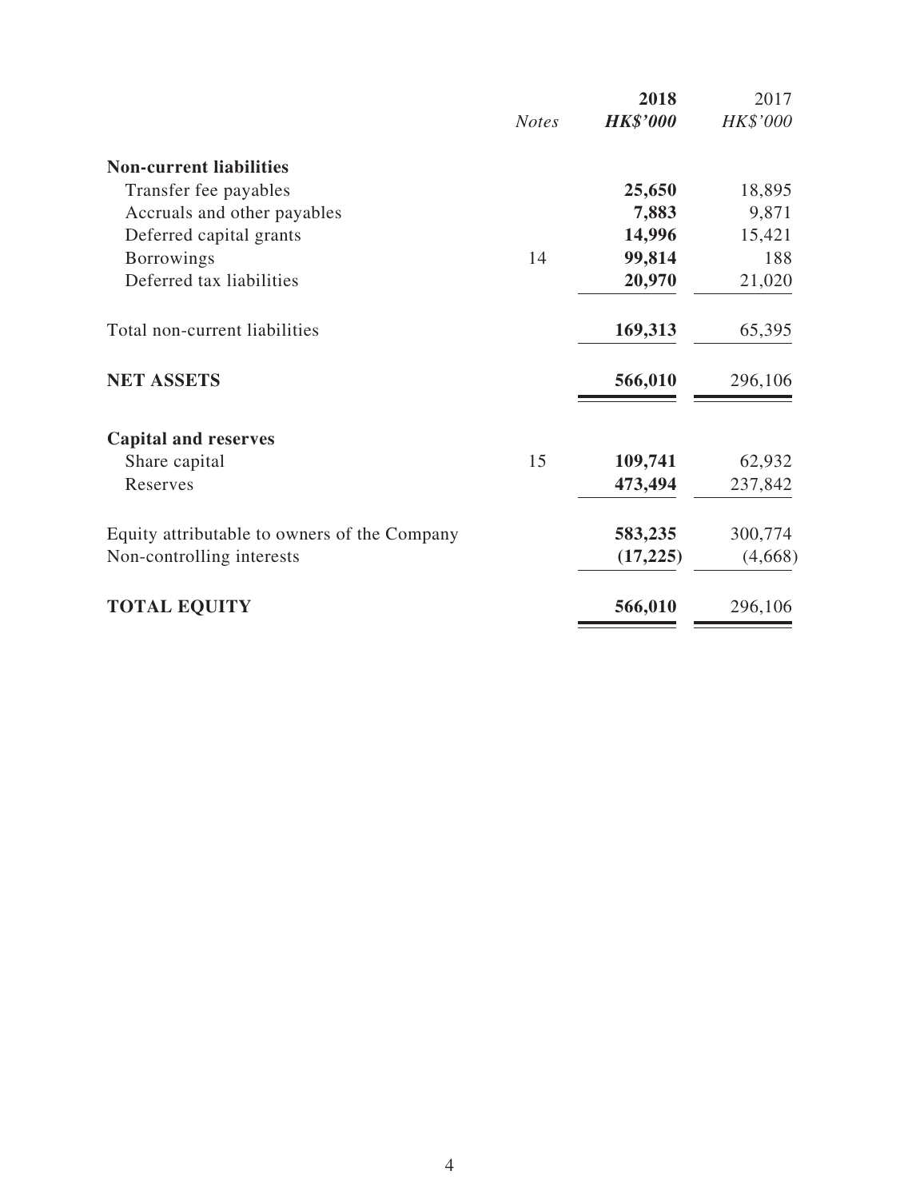|  | *Notes* | **2018** | 2017 |
|---|---|---|---|
|  |  | ***HK$'000*** | *HK$'000* |
| **Non-current liabilities** |  |  |  |
| Transfer fee payables |  | **25,650** | 18,895 |
| Accruals and other payables |  | **7,883** | 9,871 |
| Deferred capital grants |  | **14,996** | 15,421 |
| Borrowings | 14 | **99,814** | 188 |
| Deferred tax liabilities |  | **20,970** | 21,020 |
| Total non-current liabilities |  | **169,313** | 65,395 |
| **NET ASSETS** |  | **566,010** | 296,106 |
| **Capital and reserves** |  |  |  |
| Share capital | 15 | **109,741** | 62,932 |
| Reserves |  | **473,494** | 237,842 |
| Equity attributable to owners of the Company |  | **583,235** | 300,774 |
| Non-controlling interests |  | **(17,225)** | (4,668) |
| **TOTAL EQUITY** |  | **566,010** | 296,106 |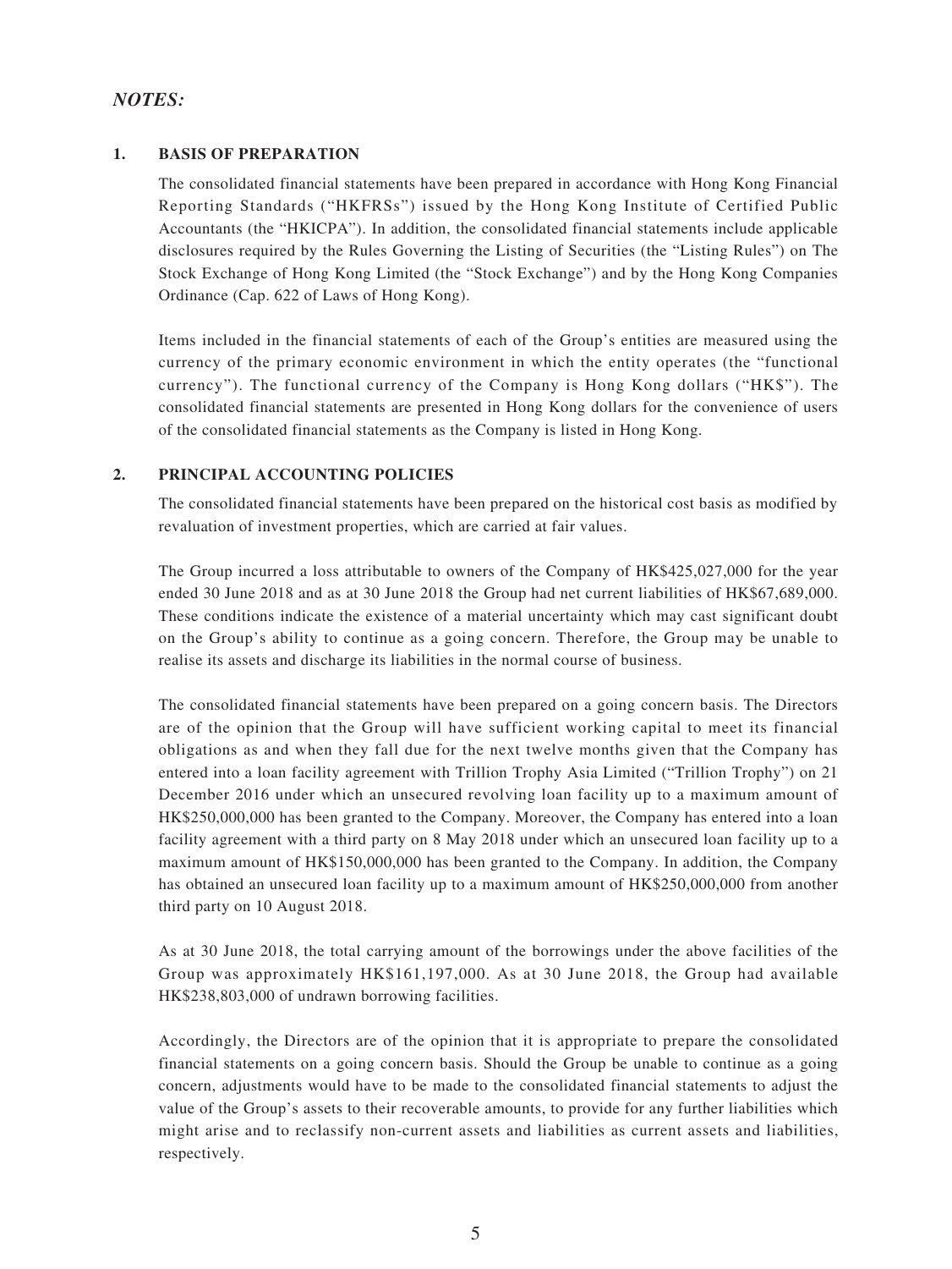## *NOTES:*

### 1. BASIS OF PREPARATION

The consolidated financial statements have been prepared in accordance with Hong Kong Financial Reporting Standards ("HKFRSs") issued by the Hong Kong Institute of Certified Public Accountants (the "HKICPA"). In addition, the consolidated financial statements include applicable disclosures required by the Rules Governing the Listing of Securities (the "Listing Rules") on The Stock Exchange of Hong Kong Limited (the "Stock Exchange") and by the Hong Kong Companies Ordinance (Cap. 622 of Laws of Hong Kong).

Items included in the financial statements of each of the Group's entities are measured using the currency of the primary economic environment in which the entity operates (the "functional currency"). The functional currency of the Company is Hong Kong dollars ("HK$"). The consolidated financial statements are presented in Hong Kong dollars for the convenience of users of the consolidated financial statements as the Company is listed in Hong Kong.

### 2. PRINCIPAL ACCOUNTING POLICIES

The consolidated financial statements have been prepared on the historical cost basis as modified by revaluation of investment properties, which are carried at fair values.

The Group incurred a loss attributable to owners of the Company of HK$425,027,000 for the year ended 30 June 2018 and as at 30 June 2018 the Group had net current liabilities of HK$67,689,000. These conditions indicate the existence of a material uncertainty which may cast significant doubt on the Group's ability to continue as a going concern. Therefore, the Group may be unable to realise its assets and discharge its liabilities in the normal course of business.

The consolidated financial statements have been prepared on a going concern basis. The Directors are of the opinion that the Group will have sufficient working capital to meet its financial obligations as and when they fall due for the next twelve months given that the Company has entered into a loan facility agreement with Trillion Trophy Asia Limited ("Trillion Trophy") on 21 December 2016 under which an unsecured revolving loan facility up to a maximum amount of HK$250,000,000 has been granted to the Company. Moreover, the Company has entered into a loan facility agreement with a third party on 8 May 2018 under which an unsecured loan facility up to a maximum amount of HK$150,000,000 has been granted to the Company. In addition, the Company has obtained an unsecured loan facility up to a maximum amount of HK$250,000,000 from another third party on 10 August 2018.

As at 30 June 2018, the total carrying amount of the borrowings under the above facilities of the Group was approximately HK$161,197,000. As at 30 June 2018, the Group had available HK$238,803,000 of undrawn borrowing facilities.

Accordingly, the Directors are of the opinion that it is appropriate to prepare the consolidated financial statements on a going concern basis. Should the Group be unable to continue as a going concern, adjustments would have to be made to the consolidated financial statements to adjust the value of the Group's assets to their recoverable amounts, to provide for any further liabilities which might arise and to reclassify non-current assets and liabilities as current assets and liabilities, respectively.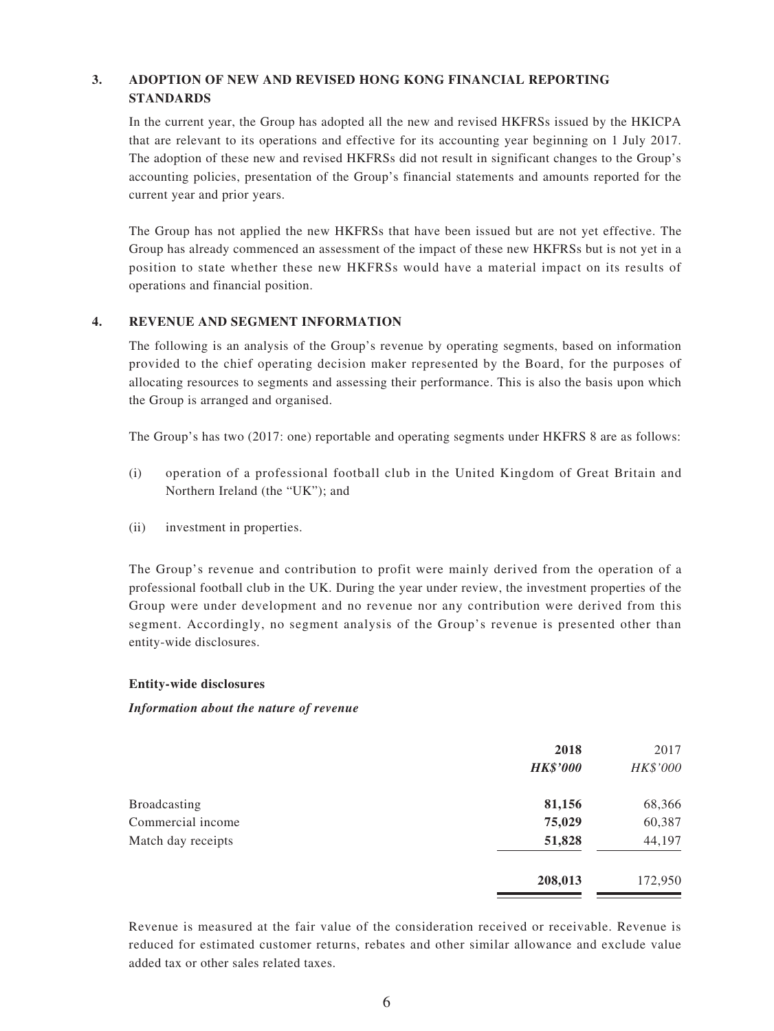## 3. ADOPTION OF NEW AND REVISED HONG KONG FINANCIAL REPORTING STANDARDS

In the current year, the Group has adopted all the new and revised HKFRSs issued by the HKICPA that are relevant to its operations and effective for its accounting year beginning on 1 July 2017. The adoption of these new and revised HKFRSs did not result in significant changes to the Group's accounting policies, presentation of the Group's financial statements and amounts reported for the current year and prior years.

The Group has not applied the new HKFRSs that have been issued but are not yet effective. The Group has already commenced an assessment of the impact of these new HKFRSs but is not yet in a position to state whether these new HKFRSs would have a material impact on its results of operations and financial position.

## 4. REVENUE AND SEGMENT INFORMATION

The following is an analysis of the Group's revenue by operating segments, based on information provided to the chief operating decision maker represented by the Board, for the purposes of allocating resources to segments and assessing their performance. This is also the basis upon which the Group is arranged and organised.

The Group's has two (2017: one) reportable and operating segments under HKFRS 8 are as follows:

(i) operation of a professional football club in the United Kingdom of Great Britain and Northern Ireland (the "UK"); and

(ii) investment in properties.

The Group's revenue and contribution to profit were mainly derived from the operation of a professional football club in the UK. During the year under review, the investment properties of the Group were under development and no revenue nor any contribution were derived from this segment. Accordingly, no segment analysis of the Group's revenue is presented other than entity-wide disclosures.

**Entity-wide disclosures**

***Information about the nature of revenue***

| | **2018** | 2017 |
|---|---|---|
| | ***HK$'000*** | *HK$'000* |
| Broadcasting | **81,156** | 68,366 |
| Commercial income | **75,029** | 60,387 |
| Match day receipts | **51,828** | 44,197 |
| | **208,013** | 172,950 |

Revenue is measured at the fair value of the consideration received or receivable. Revenue is reduced for estimated customer returns, rebates and other similar allowance and exclude value added tax or other sales related taxes.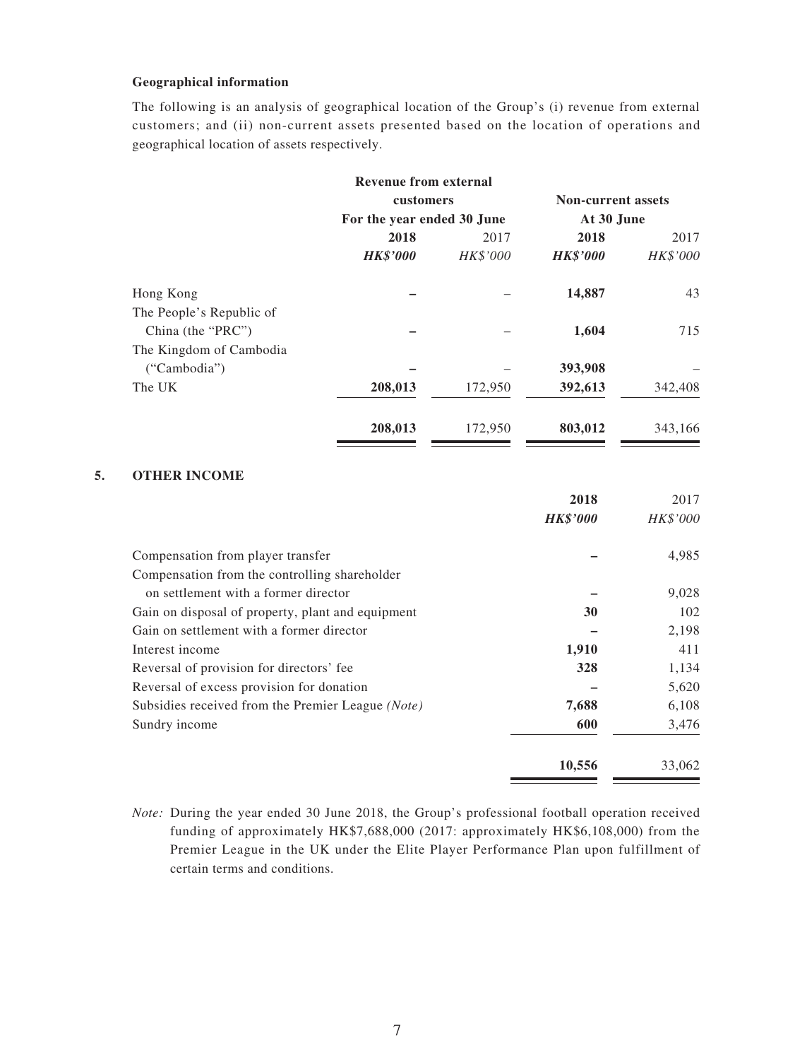**Geographical information**

The following is an analysis of geographical location of the Group's (i) revenue from external customers; and (ii) non-current assets presented based on the location of operations and geographical location of assets respectively.

| | Revenue from external customers | | Non-current assets | |
|---|---|---|---|---|
| | For the year ended 30 June | | At 30 June | |
| | **2018** | 2017 | **2018** | 2017 |
| | ***HK$'000*** | *HK$'000* | ***HK$'000*** | *HK$'000* |
| Hong Kong | **–** | – | **14,887** | 43 |
| The People's Republic of China (the "PRC") | **–** | – | **1,604** | 715 |
| The Kingdom of Cambodia ("Cambodia") | **–** | – | **393,908** | – |
| The UK | **208,013** | 172,950 | **392,613** | 342,408 |
| | **208,013** | 172,950 | **803,012** | 343,166 |

## 5. OTHER INCOME

| | **2018** | 2017 |
|---|---|---|
| | ***HK$'000*** | *HK$'000* |
| Compensation from player transfer | **–** | 4,985 |
| Compensation from the controlling shareholder on settlement with a former director | **–** | 9,028 |
| Gain on disposal of property, plant and equipment | **30** | 102 |
| Gain on settlement with a former director | **–** | 2,198 |
| Interest income | **1,910** | 411 |
| Reversal of provision for directors' fee | **328** | 1,134 |
| Reversal of excess provision for donation | **–** | 5,620 |
| Subsidies received from the Premier League *(Note)* | **7,688** | 6,108 |
| Sundry income | **600** | 3,476 |
| | **10,556** | 33,062 |

*Note:* During the year ended 30 June 2018, the Group's professional football operation received funding of approximately HK$7,688,000 (2017: approximately HK$6,108,000) from the Premier League in the UK under the Elite Player Performance Plan upon fulfillment of certain terms and conditions.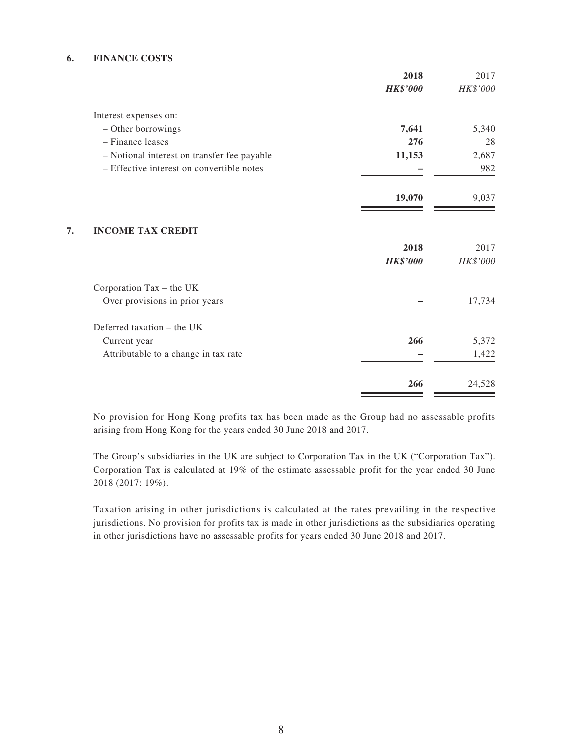## 6. FINANCE COSTS

| | 2018 | 2017 |
|---|---|---|
| | ***HK$'000*** | *HK$'000* |
| Interest expenses on: | | |
| – Other borrowings | **7,641** | 5,340 |
| – Finance leases | **276** | 28 |
| – Notional interest on transfer fee payable | **11,153** | 2,687 |
| – Effective interest on convertible notes | **–** | 982 |
| | **19,070** | 9,037 |

## 7. INCOME TAX CREDIT

| | 2018 | 2017 |
|---|---|---|
| | ***HK$'000*** | *HK$'000* |
| Corporation Tax – the UK | | |
| Over provisions in prior years | **–** | 17,734 |
| Deferred taxation – the UK | | |
| Current year | **266** | 5,372 |
| Attributable to a change in tax rate | **–** | 1,422 |
| | **266** | 24,528 |

No provision for Hong Kong profits tax has been made as the Group had no assessable profits arising from Hong Kong for the years ended 30 June 2018 and 2017.

The Group's subsidiaries in the UK are subject to Corporation Tax in the UK ("Corporation Tax"). Corporation Tax is calculated at 19% of the estimate assessable profit for the year ended 30 June 2018 (2017: 19%).

Taxation arising in other jurisdictions is calculated at the rates prevailing in the respective jurisdictions. No provision for profits tax is made in other jurisdictions as the subsidiaries operating in other jurisdictions have no assessable profits for years ended 30 June 2018 and 2017.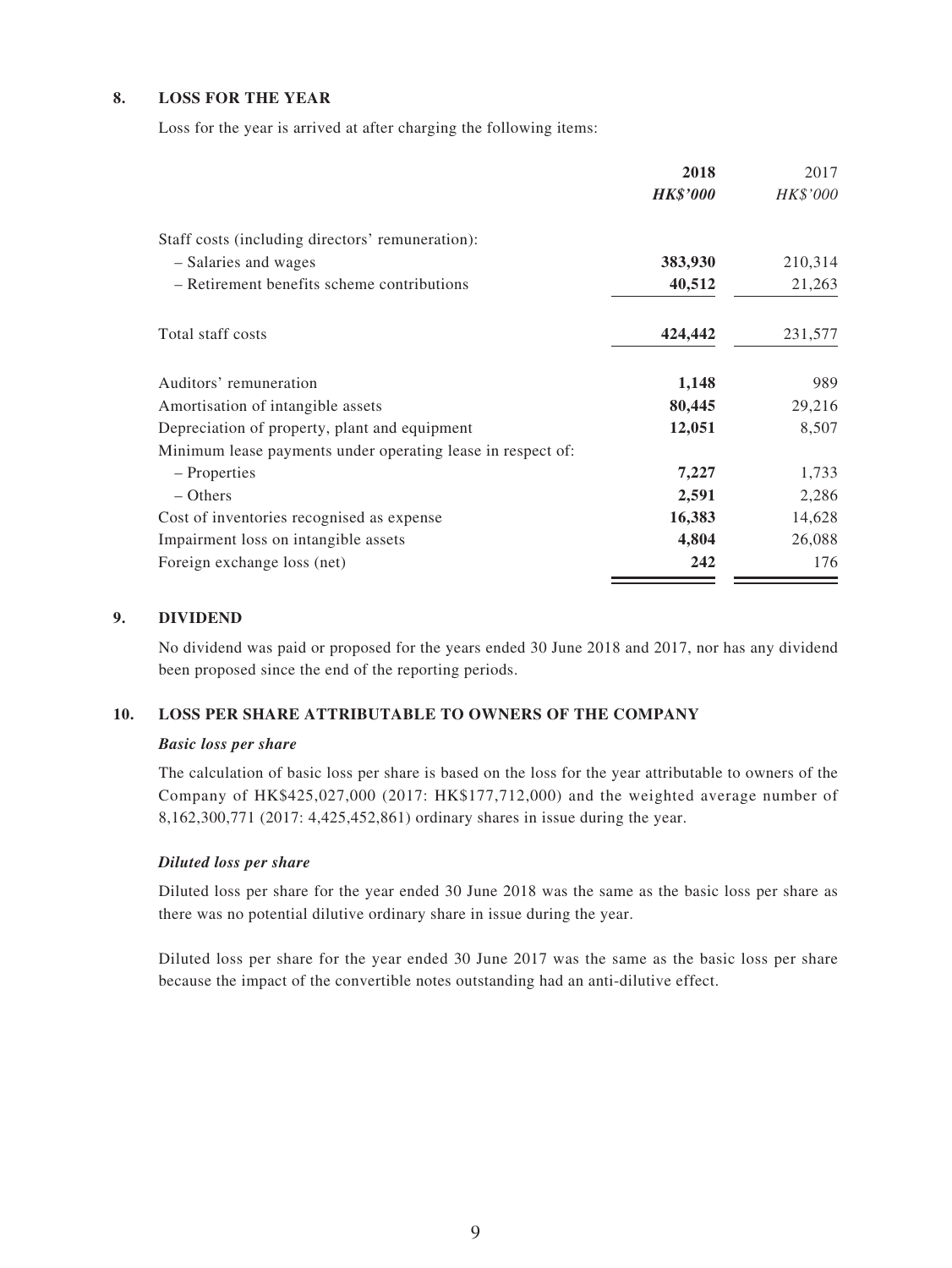## 8. LOSS FOR THE YEAR

Loss for the year is arrived at after charging the following items:

| | **2018** | 2017 |
|---|---|---|
| | ***HK$'000*** | *HK$'000* |
| Staff costs (including directors' remuneration): | | |
| – Salaries and wages | **383,930** | 210,314 |
| – Retirement benefits scheme contributions | **40,512** | 21,263 |
| Total staff costs | **424,442** | 231,577 |
| Auditors' remuneration | **1,148** | 989 |
| Amortisation of intangible assets | **80,445** | 29,216 |
| Depreciation of property, plant and equipment | **12,051** | 8,507 |
| Minimum lease payments under operating lease in respect of: | | |
| – Properties | **7,227** | 1,733 |
| – Others | **2,591** | 2,286 |
| Cost of inventories recognised as expense | **16,383** | 14,628 |
| Impairment loss on intangible assets | **4,804** | 26,088 |
| Foreign exchange loss (net) | **242** | 176 |

## 9. DIVIDEND

No dividend was paid or proposed for the years ended 30 June 2018 and 2017, nor has any dividend been proposed since the end of the reporting periods.

## 10. LOSS PER SHARE ATTRIBUTABLE TO OWNERS OF THE COMPANY

***Basic loss per share***

The calculation of basic loss per share is based on the loss for the year attributable to owners of the Company of HK$425,027,000 (2017: HK$177,712,000) and the weighted average number of 8,162,300,771 (2017: 4,425,452,861) ordinary shares in issue during the year.

***Diluted loss per share***

Diluted loss per share for the year ended 30 June 2018 was the same as the basic loss per share as there was no potential dilutive ordinary share in issue during the year.

Diluted loss per share for the year ended 30 June 2017 was the same as the basic loss per share because the impact of the convertible notes outstanding had an anti-dilutive effect.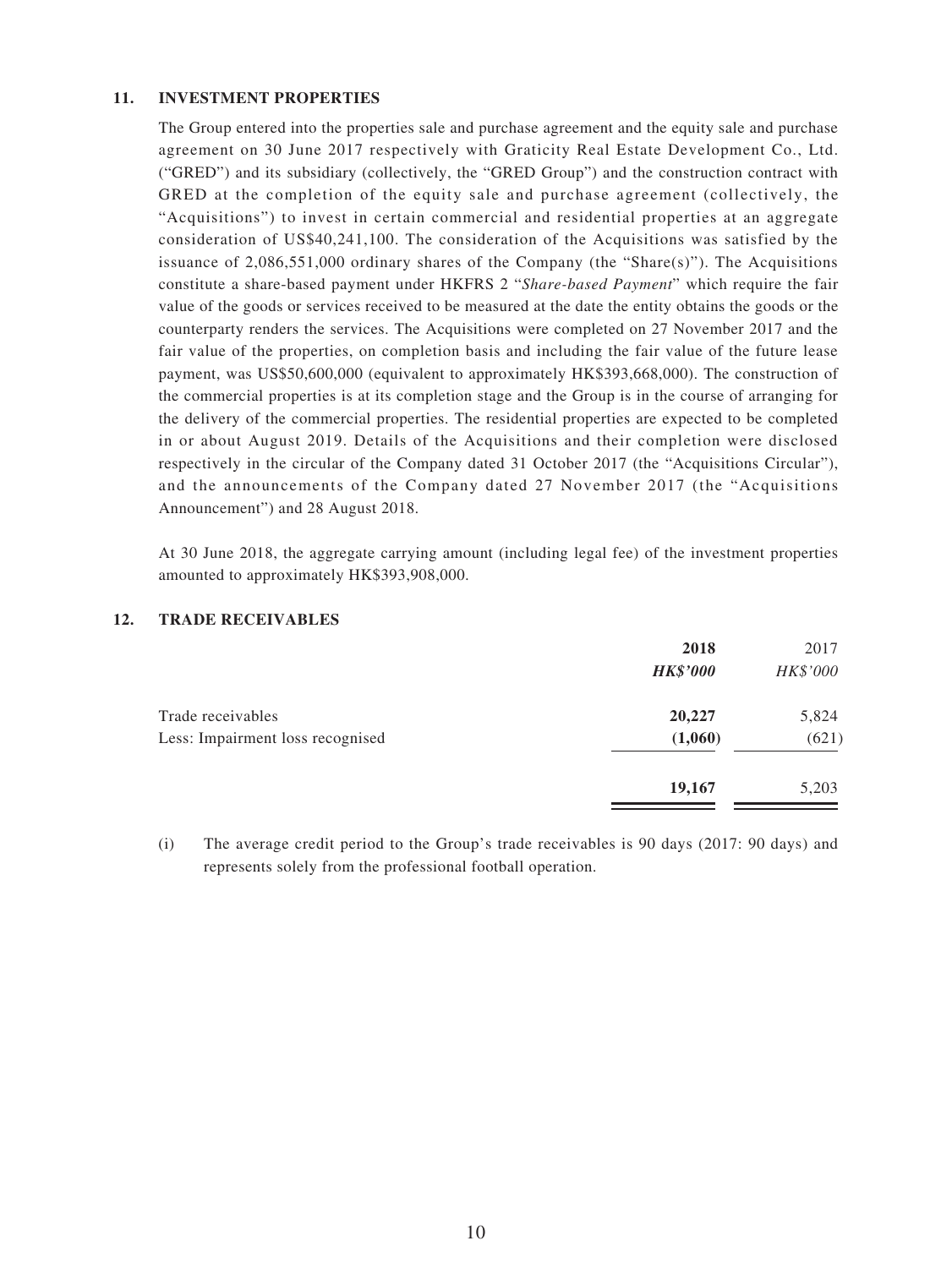## 11. INVESTMENT PROPERTIES

The Group entered into the properties sale and purchase agreement and the equity sale and purchase agreement on 30 June 2017 respectively with Graticity Real Estate Development Co., Ltd. ("GRED") and its subsidiary (collectively, the "GRED Group") and the construction contract with GRED at the completion of the equity sale and purchase agreement (collectively, the "Acquisitions") to invest in certain commercial and residential properties at an aggregate consideration of US$40,241,100. The consideration of the Acquisitions was satisfied by the issuance of 2,086,551,000 ordinary shares of the Company (the "Share(s)"). The Acquisitions constitute a share-based payment under HKFRS 2 "*Share-based Payment*" which require the fair value of the goods or services received to be measured at the date the entity obtains the goods or the counterparty renders the services. The Acquisitions were completed on 27 November 2017 and the fair value of the properties, on completion basis and including the fair value of the future lease payment, was US$50,600,000 (equivalent to approximately HK$393,668,000). The construction of the commercial properties is at its completion stage and the Group is in the course of arranging for the delivery of the commercial properties. The residential properties are expected to be completed in or about August 2019. Details of the Acquisitions and their completion were disclosed respectively in the circular of the Company dated 31 October 2017 (the "Acquisitions Circular"), and the announcements of the Company dated 27 November 2017 (the "Acquisitions Announcement") and 28 August 2018.

At 30 June 2018, the aggregate carrying amount (including legal fee) of the investment properties amounted to approximately HK$393,908,000.

## 12. TRADE RECEIVABLES

| | **2018** | 2017 |
|---|---|---|
| | ***HK$'000*** | *HK$'000* |
| Trade receivables | **20,227** | 5,824 |
| Less: Impairment loss recognised | **(1,060)** | (621) |
| | **19,167** | 5,203 |

(i) The average credit period to the Group's trade receivables is 90 days (2017: 90 days) and represents solely from the professional football operation.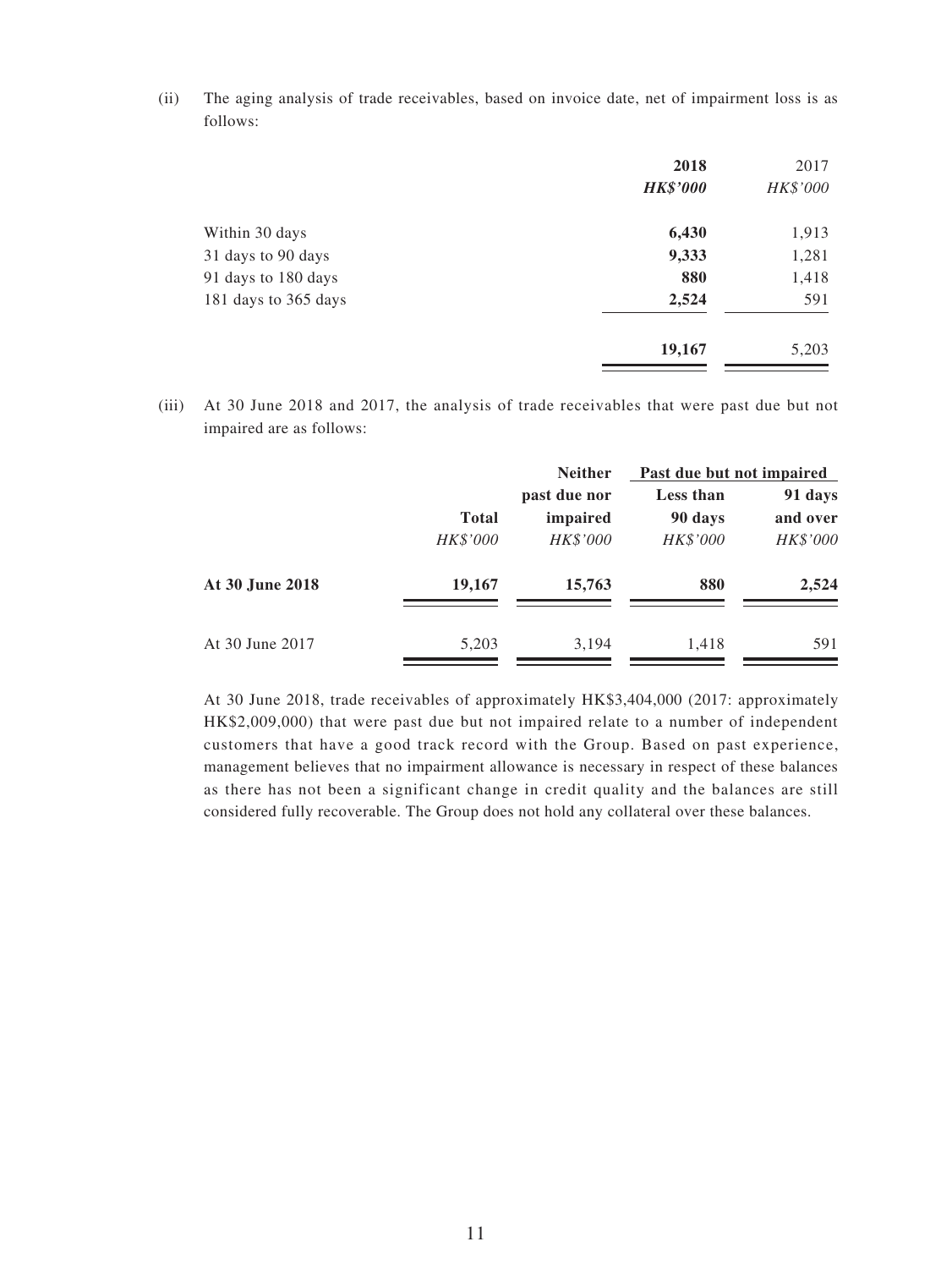(ii) The aging analysis of trade receivables, based on invoice date, net of impairment loss is as follows:

| | 2018 | 2017 |
|---|---|---|
| | ***HK$'000*** | *HK$'000* |
| Within 30 days | **6,430** | 1,913 |
| 31 days to 90 days | **9,333** | 1,281 |
| 91 days to 180 days | **880** | 1,418 |
| 181 days to 365 days | **2,524** | 591 |
| | **19,167** | 5,203 |

(iii) At 30 June 2018 and 2017, the analysis of trade receivables that were past due but not impaired are as follows:

| | | | Past due but not impaired | |
|---|---|---|---|---|
| | Total | Neither past due nor impaired | Less than 90 days | 91 days and over |
| | *HK$'000* | *HK$'000* | *HK$'000* | *HK$'000* |
| **At 30 June 2018** | **19,167** | **15,763** | **880** | **2,524** |
| At 30 June 2017 | 5,203 | 3,194 | 1,418 | 591 |

At 30 June 2018, trade receivables of approximately HK$3,404,000 (2017: approximately HK$2,009,000) that were past due but not impaired relate to a number of independent customers that have a good track record with the Group. Based on past experience, management believes that no impairment allowance is necessary in respect of these balances as there has not been a significant change in credit quality and the balances are still considered fully recoverable. The Group does not hold any collateral over these balances.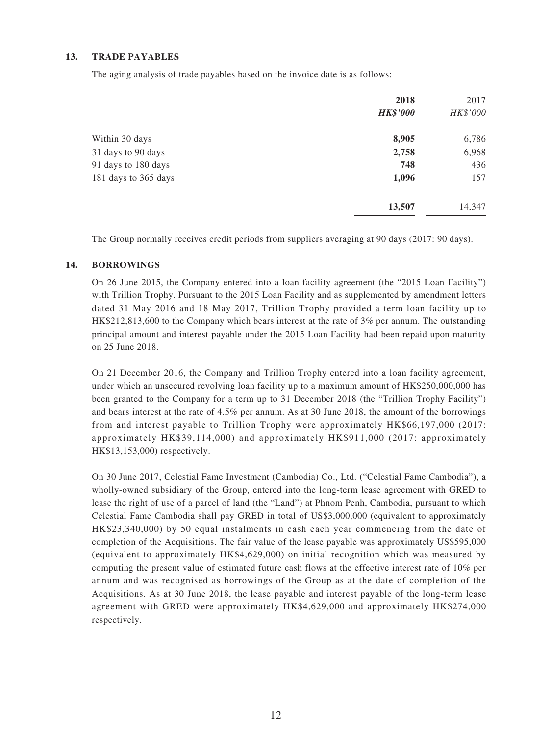### 13. TRADE PAYABLES

The aging analysis of trade payables based on the invoice date is as follows:

| | 2018 | 2017 |
|---|---|---|
| | ***HK$'000*** | *HK$'000* |
| Within 30 days | **8,905** | 6,786 |
| 31 days to 90 days | **2,758** | 6,968 |
| 91 days to 180 days | **748** | 436 |
| 181 days to 365 days | **1,096** | 157 |
| | **13,507** | 14,347 |

The Group normally receives credit periods from suppliers averaging at 90 days (2017: 90 days).

### 14. BORROWINGS

On 26 June 2015, the Company entered into a loan facility agreement (the "2015 Loan Facility") with Trillion Trophy. Pursuant to the 2015 Loan Facility and as supplemented by amendment letters dated 31 May 2016 and 18 May 2017, Trillion Trophy provided a term loan facility up to HK$212,813,600 to the Company which bears interest at the rate of 3% per annum. The outstanding principal amount and interest payable under the 2015 Loan Facility had been repaid upon maturity on 25 June 2018.

On 21 December 2016, the Company and Trillion Trophy entered into a loan facility agreement, under which an unsecured revolving loan facility up to a maximum amount of HK$250,000,000 has been granted to the Company for a term up to 31 December 2018 (the "Trillion Trophy Facility") and bears interest at the rate of 4.5% per annum. As at 30 June 2018, the amount of the borrowings from and interest payable to Trillion Trophy were approximately HK$66,197,000 (2017: approximately HK$39,114,000) and approximately HK$911,000 (2017: approximately HK$13,153,000) respectively.

On 30 June 2017, Celestial Fame Investment (Cambodia) Co., Ltd. ("Celestial Fame Cambodia"), a wholly-owned subsidiary of the Group, entered into the long-term lease agreement with GRED to lease the right of use of a parcel of land (the "Land") at Phnom Penh, Cambodia, pursuant to which Celestial Fame Cambodia shall pay GRED in total of US$3,000,000 (equivalent to approximately HK$23,340,000) by 50 equal instalments in cash each year commencing from the date of completion of the Acquisitions. The fair value of the lease payable was approximately US$595,000 (equivalent to approximately HK$4,629,000) on initial recognition which was measured by computing the present value of estimated future cash flows at the effective interest rate of 10% per annum and was recognised as borrowings of the Group as at the date of completion of the Acquisitions. As at 30 June 2018, the lease payable and interest payable of the long-term lease agreement with GRED were approximately HK$4,629,000 and approximately HK$274,000 respectively.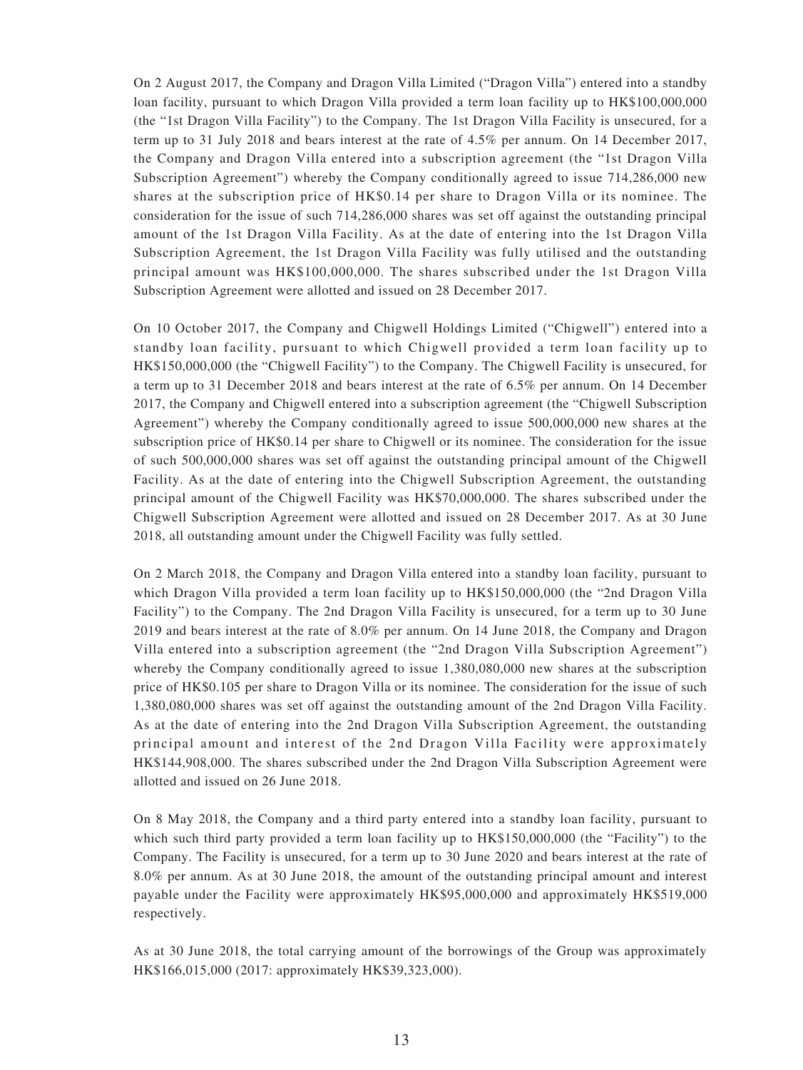On 2 August 2017, the Company and Dragon Villa Limited ("Dragon Villa") entered into a standby loan facility, pursuant to which Dragon Villa provided a term loan facility up to HK$100,000,000 (the "1st Dragon Villa Facility") to the Company. The 1st Dragon Villa Facility is unsecured, for a term up to 31 July 2018 and bears interest at the rate of 4.5% per annum. On 14 December 2017, the Company and Dragon Villa entered into a subscription agreement (the "1st Dragon Villa Subscription Agreement") whereby the Company conditionally agreed to issue 714,286,000 new shares at the subscription price of HK$0.14 per share to Dragon Villa or its nominee. The consideration for the issue of such 714,286,000 shares was set off against the outstanding principal amount of the 1st Dragon Villa Facility. As at the date of entering into the 1st Dragon Villa Subscription Agreement, the 1st Dragon Villa Facility was fully utilised and the outstanding principal amount was HK$100,000,000. The shares subscribed under the 1st Dragon Villa Subscription Agreement were allotted and issued on 28 December 2017.

On 10 October 2017, the Company and Chigwell Holdings Limited ("Chigwell") entered into a standby loan facility, pursuant to which Chigwell provided a term loan facility up to HK$150,000,000 (the "Chigwell Facility") to the Company. The Chigwell Facility is unsecured, for a term up to 31 December 2018 and bears interest at the rate of 6.5% per annum. On 14 December 2017, the Company and Chigwell entered into a subscription agreement (the "Chigwell Subscription Agreement") whereby the Company conditionally agreed to issue 500,000,000 new shares at the subscription price of HK$0.14 per share to Chigwell or its nominee. The consideration for the issue of such 500,000,000 shares was set off against the outstanding principal amount of the Chigwell Facility. As at the date of entering into the Chigwell Subscription Agreement, the outstanding principal amount of the Chigwell Facility was HK$70,000,000. The shares subscribed under the Chigwell Subscription Agreement were allotted and issued on 28 December 2017. As at 30 June 2018, all outstanding amount under the Chigwell Facility was fully settled.

On 2 March 2018, the Company and Dragon Villa entered into a standby loan facility, pursuant to which Dragon Villa provided a term loan facility up to HK$150,000,000 (the "2nd Dragon Villa Facility") to the Company. The 2nd Dragon Villa Facility is unsecured, for a term up to 30 June 2019 and bears interest at the rate of 8.0% per annum. On 14 June 2018, the Company and Dragon Villa entered into a subscription agreement (the "2nd Dragon Villa Subscription Agreement") whereby the Company conditionally agreed to issue 1,380,080,000 new shares at the subscription price of HK$0.105 per share to Dragon Villa or its nominee. The consideration for the issue of such 1,380,080,000 shares was set off against the outstanding amount of the 2nd Dragon Villa Facility. As at the date of entering into the 2nd Dragon Villa Subscription Agreement, the outstanding principal amount and interest of the 2nd Dragon Villa Facility were approximately HK$144,908,000. The shares subscribed under the 2nd Dragon Villa Subscription Agreement were allotted and issued on 26 June 2018.

On 8 May 2018, the Company and a third party entered into a standby loan facility, pursuant to which such third party provided a term loan facility up to HK$150,000,000 (the "Facility") to the Company. The Facility is unsecured, for a term up to 30 June 2020 and bears interest at the rate of 8.0% per annum. As at 30 June 2018, the amount of the outstanding principal amount and interest payable under the Facility were approximately HK$95,000,000 and approximately HK$519,000 respectively.

As at 30 June 2018, the total carrying amount of the borrowings of the Group was approximately HK$166,015,000 (2017: approximately HK$39,323,000).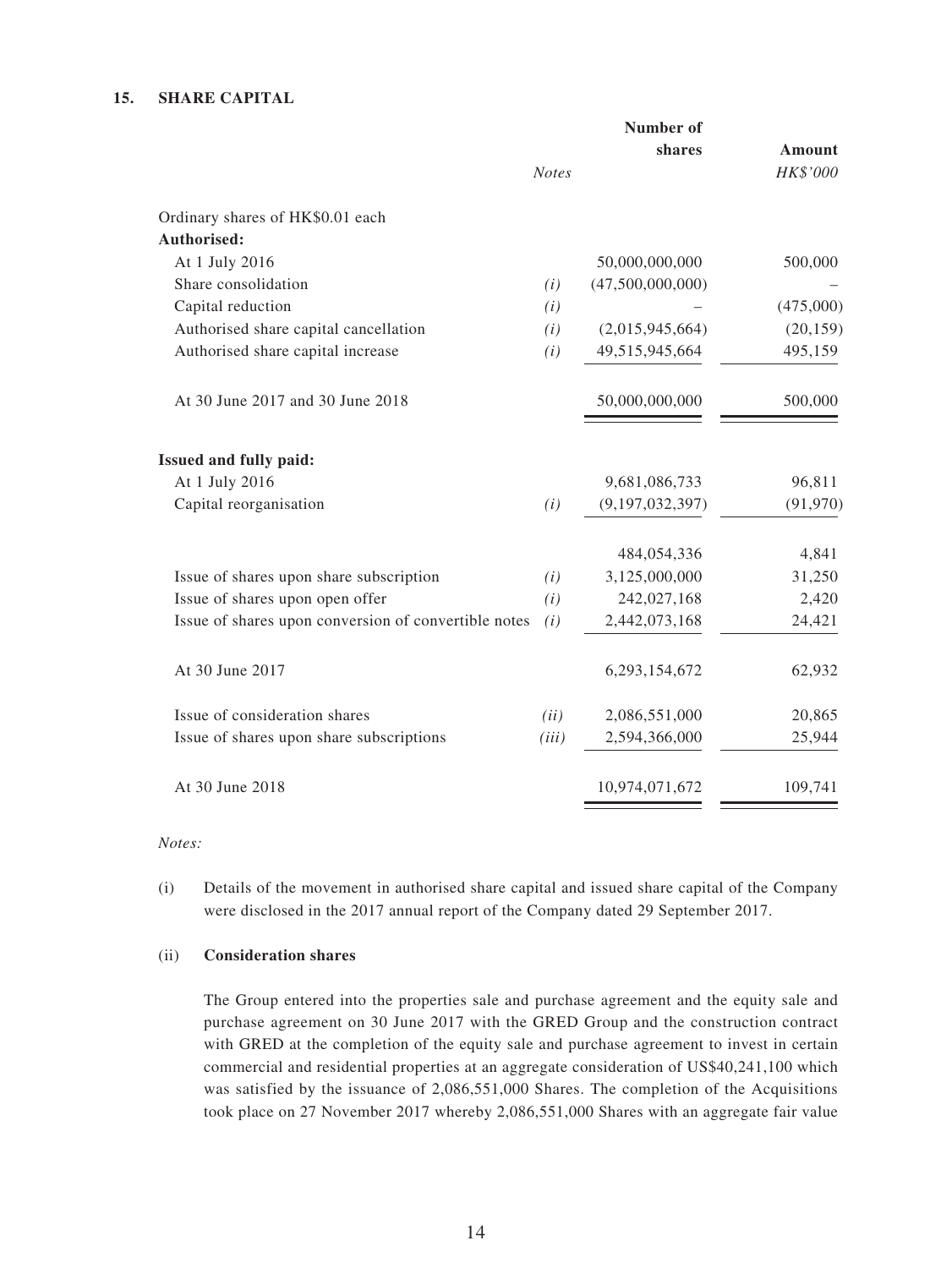## 15. SHARE CAPITAL

| | Notes | Number of shares | Amount HK$'000 |
|---|---|---|---|
| Ordinary shares of HK$0.01 each | | | |
| **Authorised:** | | | |
| At 1 July 2016 | | 50,000,000,000 | 500,000 |
| Share consolidation | (i) | (47,500,000,000) | – |
| Capital reduction | (i) | – | (475,000) |
| Authorised share capital cancellation | (i) | (2,015,945,664) | (20,159) |
| Authorised share capital increase | (i) | 49,515,945,664 | 495,159 |
| At 30 June 2017 and 30 June 2018 | | 50,000,000,000 | 500,000 |
| **Issued and fully paid:** | | | |
| At 1 July 2016 | | 9,681,086,733 | 96,811 |
| Capital reorganisation | (i) | (9,197,032,397) | (91,970) |
| | | 484,054,336 | 4,841 |
| Issue of shares upon share subscription | (i) | 3,125,000,000 | 31,250 |
| Issue of shares upon open offer | (i) | 242,027,168 | 2,420 |
| Issue of shares upon conversion of convertible notes | (i) | 2,442,073,168 | 24,421 |
| At 30 June 2017 | | 6,293,154,672 | 62,932 |
| Issue of consideration shares | (ii) | 2,086,551,000 | 20,865 |
| Issue of shares upon share subscriptions | (iii) | 2,594,366,000 | 25,944 |
| At 30 June 2018 | | 10,974,071,672 | 109,741 |

*Notes:*

(i) Details of the movement in authorised share capital and issued share capital of the Company were disclosed in the 2017 annual report of the Company dated 29 September 2017.

(ii) **Consideration shares**

The Group entered into the properties sale and purchase agreement and the equity sale and purchase agreement on 30 June 2017 with the GRED Group and the construction contract with GRED at the completion of the equity sale and purchase agreement to invest in certain commercial and residential properties at an aggregate consideration of US$40,241,100 which was satisfied by the issuance of 2,086,551,000 Shares. The completion of the Acquisitions took place on 27 November 2017 whereby 2,086,551,000 Shares with an aggregate fair value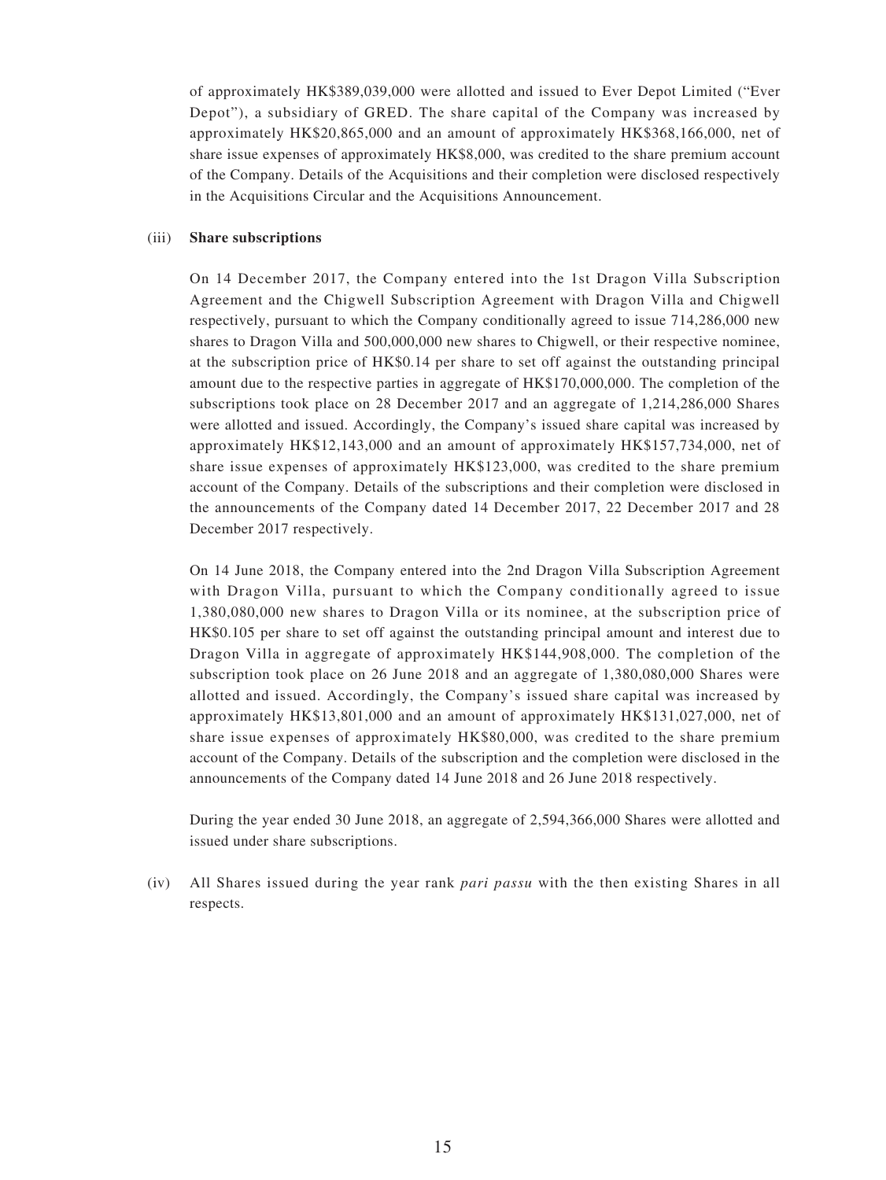of approximately HK$389,039,000 were allotted and issued to Ever Depot Limited ("Ever Depot"), a subsidiary of GRED. The share capital of the Company was increased by approximately HK$20,865,000 and an amount of approximately HK$368,166,000, net of share issue expenses of approximately HK$8,000, was credited to the share premium account of the Company. Details of the Acquisitions and their completion were disclosed respectively in the Acquisitions Circular and the Acquisitions Announcement.

(iii) **Share subscriptions**

On 14 December 2017, the Company entered into the 1st Dragon Villa Subscription Agreement and the Chigwell Subscription Agreement with Dragon Villa and Chigwell respectively, pursuant to which the Company conditionally agreed to issue 714,286,000 new shares to Dragon Villa and 500,000,000 new shares to Chigwell, or their respective nominee, at the subscription price of HK$0.14 per share to set off against the outstanding principal amount due to the respective parties in aggregate of HK$170,000,000. The completion of the subscriptions took place on 28 December 2017 and an aggregate of 1,214,286,000 Shares were allotted and issued. Accordingly, the Company's issued share capital was increased by approximately HK$12,143,000 and an amount of approximately HK$157,734,000, net of share issue expenses of approximately HK$123,000, was credited to the share premium account of the Company. Details of the subscriptions and their completion were disclosed in the announcements of the Company dated 14 December 2017, 22 December 2017 and 28 December 2017 respectively.

On 14 June 2018, the Company entered into the 2nd Dragon Villa Subscription Agreement with Dragon Villa, pursuant to which the Company conditionally agreed to issue 1,380,080,000 new shares to Dragon Villa or its nominee, at the subscription price of HK$0.105 per share to set off against the outstanding principal amount and interest due to Dragon Villa in aggregate of approximately HK$144,908,000. The completion of the subscription took place on 26 June 2018 and an aggregate of 1,380,080,000 Shares were allotted and issued. Accordingly, the Company's issued share capital was increased by approximately HK$13,801,000 and an amount of approximately HK$131,027,000, net of share issue expenses of approximately HK$80,000, was credited to the share premium account of the Company. Details of the subscription and the completion were disclosed in the announcements of the Company dated 14 June 2018 and 26 June 2018 respectively.

During the year ended 30 June 2018, an aggregate of 2,594,366,000 Shares were allotted and issued under share subscriptions.

(iv) All Shares issued during the year rank *pari passu* with the then existing Shares in all respects.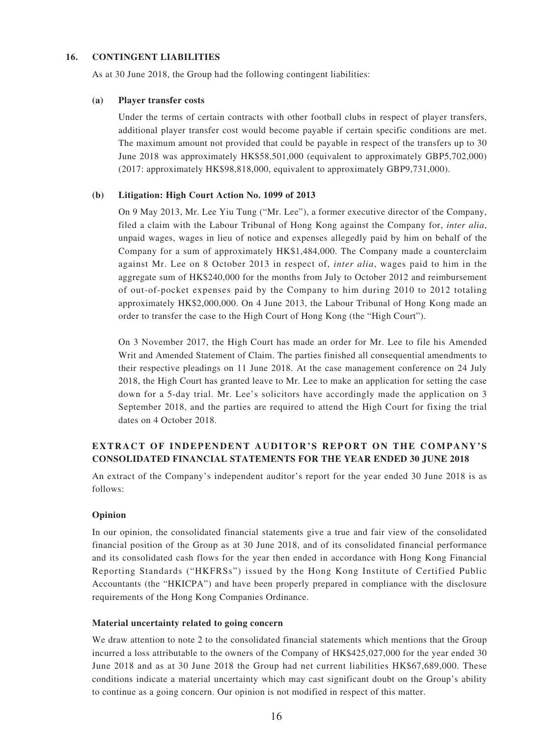## 16. CONTINGENT LIABILITIES

As at 30 June 2018, the Group had the following contingent liabilities:

### (a) Player transfer costs

Under the terms of certain contracts with other football clubs in respect of player transfers, additional player transfer cost would become payable if certain specific conditions are met. The maximum amount not provided that could be payable in respect of the transfers up to 30 June 2018 was approximately HK$58,501,000 (equivalent to approximately GBP5,702,000) (2017: approximately HK$98,818,000, equivalent to approximately GBP9,731,000).

### (b) Litigation: High Court Action No. 1099 of 2013

On 9 May 2013, Mr. Lee Yiu Tung ("Mr. Lee"), a former executive director of the Company, filed a claim with the Labour Tribunal of Hong Kong against the Company for, *inter alia*, unpaid wages, wages in lieu of notice and expenses allegedly paid by him on behalf of the Company for a sum of approximately HK$1,484,000. The Company made a counterclaim against Mr. Lee on 8 October 2013 in respect of, *inter alia*, wages paid to him in the aggregate sum of HK$240,000 for the months from July to October 2012 and reimbursement of out-of-pocket expenses paid by the Company to him during 2010 to 2012 totaling approximately HK$2,000,000. On 4 June 2013, the Labour Tribunal of Hong Kong made an order to transfer the case to the High Court of Hong Kong (the "High Court").

On 3 November 2017, the High Court has made an order for Mr. Lee to file his Amended Writ and Amended Statement of Claim. The parties finished all consequential amendments to their respective pleadings on 11 June 2018. At the case management conference on 24 July 2018, the High Court has granted leave to Mr. Lee to make an application for setting the case down for a 5-day trial. Mr. Lee's solicitors have accordingly made the application on 3 September 2018, and the parties are required to attend the High Court for fixing the trial dates on 4 October 2018.

## EXTRACT OF INDEPENDENT AUDITOR'S REPORT ON THE COMPANY'S CONSOLIDATED FINANCIAL STATEMENTS FOR THE YEAR ENDED 30 JUNE 2018

An extract of the Company's independent auditor's report for the year ended 30 June 2018 is as follows:

### Opinion

In our opinion, the consolidated financial statements give a true and fair view of the consolidated financial position of the Group as at 30 June 2018, and of its consolidated financial performance and its consolidated cash flows for the year then ended in accordance with Hong Kong Financial Reporting Standards ("HKFRSs") issued by the Hong Kong Institute of Certified Public Accountants (the "HKICPA") and have been properly prepared in compliance with the disclosure requirements of the Hong Kong Companies Ordinance.

### Material uncertainty related to going concern

We draw attention to note 2 to the consolidated financial statements which mentions that the Group incurred a loss attributable to the owners of the Company of HK$425,027,000 for the year ended 30 June 2018 and as at 30 June 2018 the Group had net current liabilities HK$67,689,000. These conditions indicate a material uncertainty which may cast significant doubt on the Group's ability to continue as a going concern. Our opinion is not modified in respect of this matter.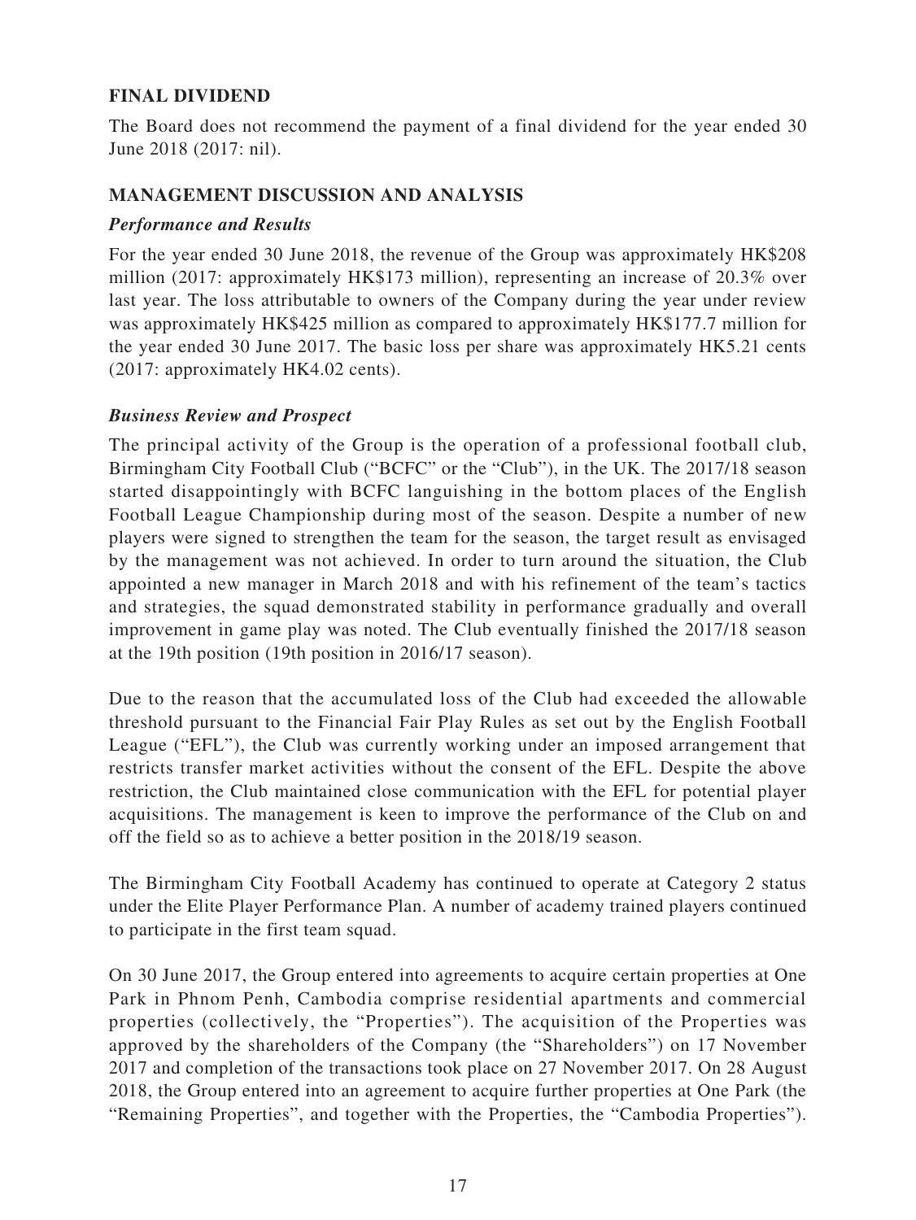## FINAL DIVIDEND

The Board does not recommend the payment of a final dividend for the year ended 30 June 2018 (2017: nil).

## MANAGEMENT DISCUSSION AND ANALYSIS

### *Performance and Results*

For the year ended 30 June 2018, the revenue of the Group was approximately HK$208 million (2017: approximately HK$173 million), representing an increase of 20.3% over last year. The loss attributable to owners of the Company during the year under review was approximately HK$425 million as compared to approximately HK$177.7 million for the year ended 30 June 2017. The basic loss per share was approximately HK5.21 cents (2017: approximately HK4.02 cents).

### *Business Review and Prospect*

The principal activity of the Group is the operation of a professional football club, Birmingham City Football Club ("BCFC" or the "Club"), in the UK. The 2017/18 season started disappointingly with BCFC languishing in the bottom places of the English Football League Championship during most of the season. Despite a number of new players were signed to strengthen the team for the season, the target result as envisaged by the management was not achieved. In order to turn around the situation, the Club appointed a new manager in March 2018 and with his refinement of the team's tactics and strategies, the squad demonstrated stability in performance gradually and overall improvement in game play was noted. The Club eventually finished the 2017/18 season at the 19th position (19th position in 2016/17 season).

Due to the reason that the accumulated loss of the Club had exceeded the allowable threshold pursuant to the Financial Fair Play Rules as set out by the English Football League ("EFL"), the Club was currently working under an imposed arrangement that restricts transfer market activities without the consent of the EFL. Despite the above restriction, the Club maintained close communication with the EFL for potential player acquisitions. The management is keen to improve the performance of the Club on and off the field so as to achieve a better position in the 2018/19 season.

The Birmingham City Football Academy has continued to operate at Category 2 status under the Elite Player Performance Plan. A number of academy trained players continued to participate in the first team squad.

On 30 June 2017, the Group entered into agreements to acquire certain properties at One Park in Phnom Penh, Cambodia comprise residential apartments and commercial properties (collectively, the "Properties"). The acquisition of the Properties was approved by the shareholders of the Company (the "Shareholders") on 17 November 2017 and completion of the transactions took place on 27 November 2017. On 28 August 2018, the Group entered into an agreement to acquire further properties at One Park (the "Remaining Properties", and together with the Properties, the "Cambodia Properties").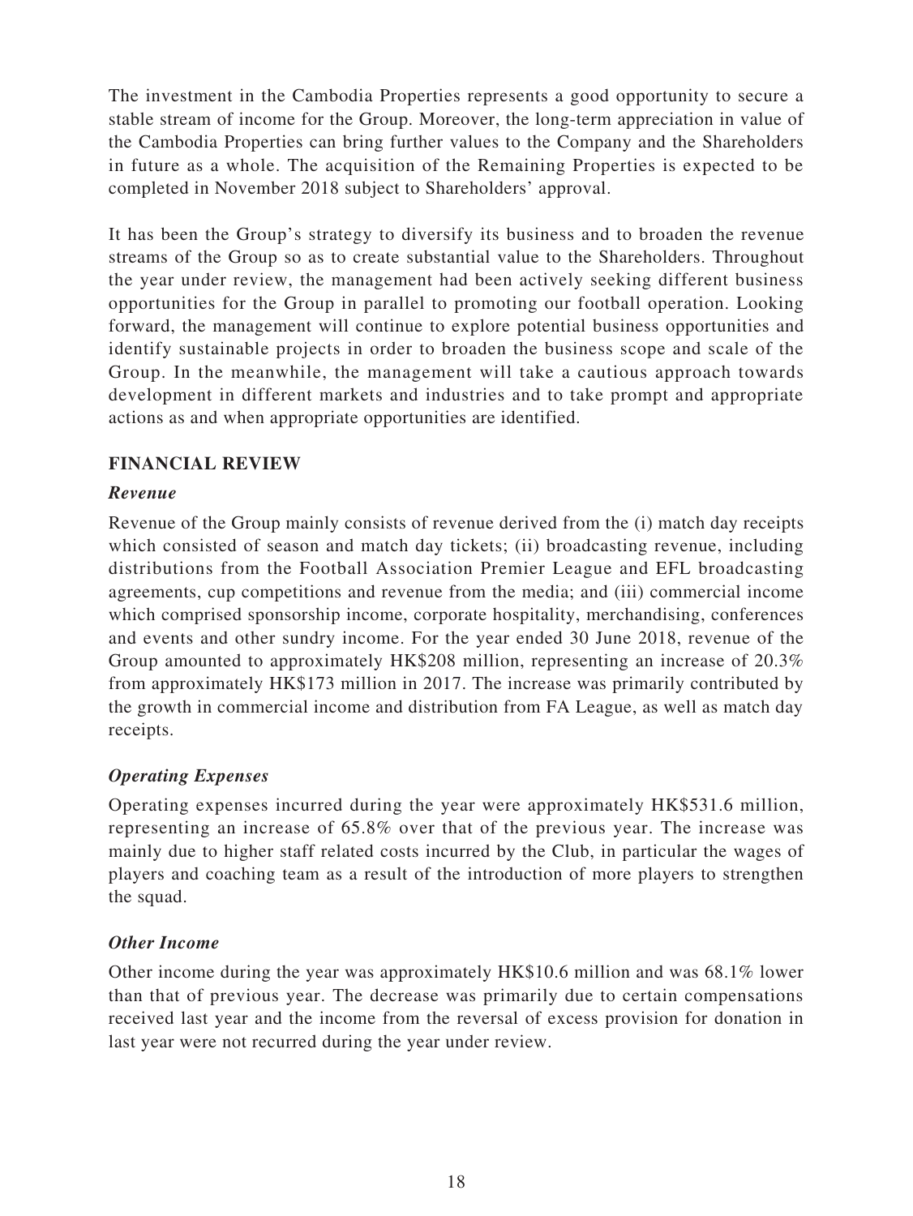The investment in the Cambodia Properties represents a good opportunity to secure a stable stream of income for the Group. Moreover, the long-term appreciation in value of the Cambodia Properties can bring further values to the Company and the Shareholders in future as a whole. The acquisition of the Remaining Properties is expected to be completed in November 2018 subject to Shareholders' approval.

It has been the Group's strategy to diversify its business and to broaden the revenue streams of the Group so as to create substantial value to the Shareholders. Throughout the year under review, the management had been actively seeking different business opportunities for the Group in parallel to promoting our football operation. Looking forward, the management will continue to explore potential business opportunities and identify sustainable projects in order to broaden the business scope and scale of the Group. In the meanwhile, the management will take a cautious approach towards development in different markets and industries and to take prompt and appropriate actions as and when appropriate opportunities are identified.

## FINANCIAL REVIEW

### *Revenue*

Revenue of the Group mainly consists of revenue derived from the (i) match day receipts which consisted of season and match day tickets; (ii) broadcasting revenue, including distributions from the Football Association Premier League and EFL broadcasting agreements, cup competitions and revenue from the media; and (iii) commercial income which comprised sponsorship income, corporate hospitality, merchandising, conferences and events and other sundry income. For the year ended 30 June 2018, revenue of the Group amounted to approximately HK$208 million, representing an increase of 20.3% from approximately HK$173 million in 2017. The increase was primarily contributed by the growth in commercial income and distribution from FA League, as well as match day receipts.

### *Operating Expenses*

Operating expenses incurred during the year were approximately HK$531.6 million, representing an increase of 65.8% over that of the previous year. The increase was mainly due to higher staff related costs incurred by the Club, in particular the wages of players and coaching team as a result of the introduction of more players to strengthen the squad.

### *Other Income*

Other income during the year was approximately HK$10.6 million and was 68.1% lower than that of previous year. The decrease was primarily due to certain compensations received last year and the income from the reversal of excess provision for donation in last year were not recurred during the year under review.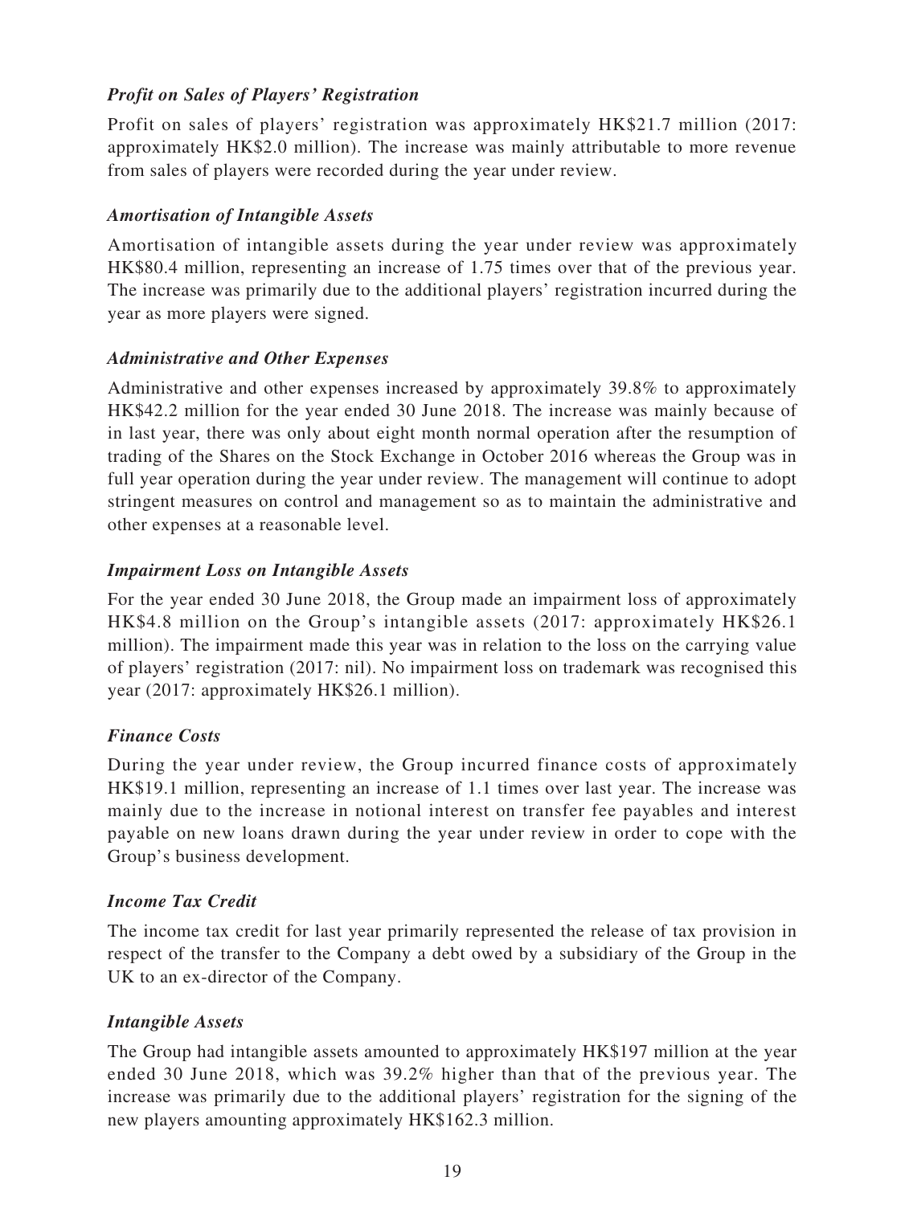### *Profit on Sales of Players' Registration*

Profit on sales of players' registration was approximately HK$21.7 million (2017: approximately HK$2.0 million). The increase was mainly attributable to more revenue from sales of players were recorded during the year under review.

### *Amortisation of Intangible Assets*

Amortisation of intangible assets during the year under review was approximately HK$80.4 million, representing an increase of 1.75 times over that of the previous year. The increase was primarily due to the additional players' registration incurred during the year as more players were signed.

### *Administrative and Other Expenses*

Administrative and other expenses increased by approximately 39.8% to approximately HK$42.2 million for the year ended 30 June 2018. The increase was mainly because of in last year, there was only about eight month normal operation after the resumption of trading of the Shares on the Stock Exchange in October 2016 whereas the Group was in full year operation during the year under review. The management will continue to adopt stringent measures on control and management so as to maintain the administrative and other expenses at a reasonable level.

### *Impairment Loss on Intangible Assets*

For the year ended 30 June 2018, the Group made an impairment loss of approximately HK$4.8 million on the Group's intangible assets (2017: approximately HK$26.1 million). The impairment made this year was in relation to the loss on the carrying value of players' registration (2017: nil). No impairment loss on trademark was recognised this year (2017: approximately HK$26.1 million).

### *Finance Costs*

During the year under review, the Group incurred finance costs of approximately HK$19.1 million, representing an increase of 1.1 times over last year. The increase was mainly due to the increase in notional interest on transfer fee payables and interest payable on new loans drawn during the year under review in order to cope with the Group's business development.

### *Income Tax Credit*

The income tax credit for last year primarily represented the release of tax provision in respect of the transfer to the Company a debt owed by a subsidiary of the Group in the UK to an ex-director of the Company.

### *Intangible Assets*

The Group had intangible assets amounted to approximately HK$197 million at the year ended 30 June 2018, which was 39.2% higher than that of the previous year. The increase was primarily due to the additional players' registration for the signing of the new players amounting approximately HK$162.3 million.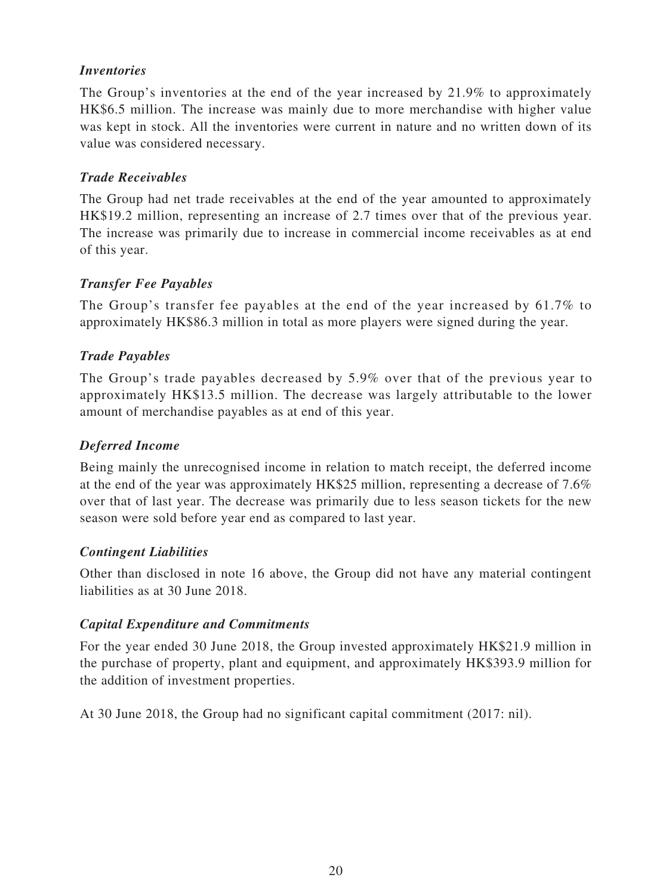***Inventories***

The Group's inventories at the end of the year increased by 21.9% to approximately HK$6.5 million. The increase was mainly due to more merchandise with higher value was kept in stock. All the inventories were current in nature and no written down of its value was considered necessary.

***Trade Receivables***

The Group had net trade receivables at the end of the year amounted to approximately HK$19.2 million, representing an increase of 2.7 times over that of the previous year. The increase was primarily due to increase in commercial income receivables as at end of this year.

***Transfer Fee Payables***

The Group's transfer fee payables at the end of the year increased by 61.7% to approximately HK$86.3 million in total as more players were signed during the year.

***Trade Payables***

The Group's trade payables decreased by 5.9% over that of the previous year to approximately HK$13.5 million. The decrease was largely attributable to the lower amount of merchandise payables as at end of this year.

***Deferred Income***

Being mainly the unrecognised income in relation to match receipt, the deferred income at the end of the year was approximately HK$25 million, representing a decrease of 7.6% over that of last year. The decrease was primarily due to less season tickets for the new season were sold before year end as compared to last year.

***Contingent Liabilities***

Other than disclosed in note 16 above, the Group did not have any material contingent liabilities as at 30 June 2018.

***Capital Expenditure and Commitments***

For the year ended 30 June 2018, the Group invested approximately HK$21.9 million in the purchase of property, plant and equipment, and approximately HK$393.9 million for the addition of investment properties.

At 30 June 2018, the Group had no significant capital commitment (2017: nil).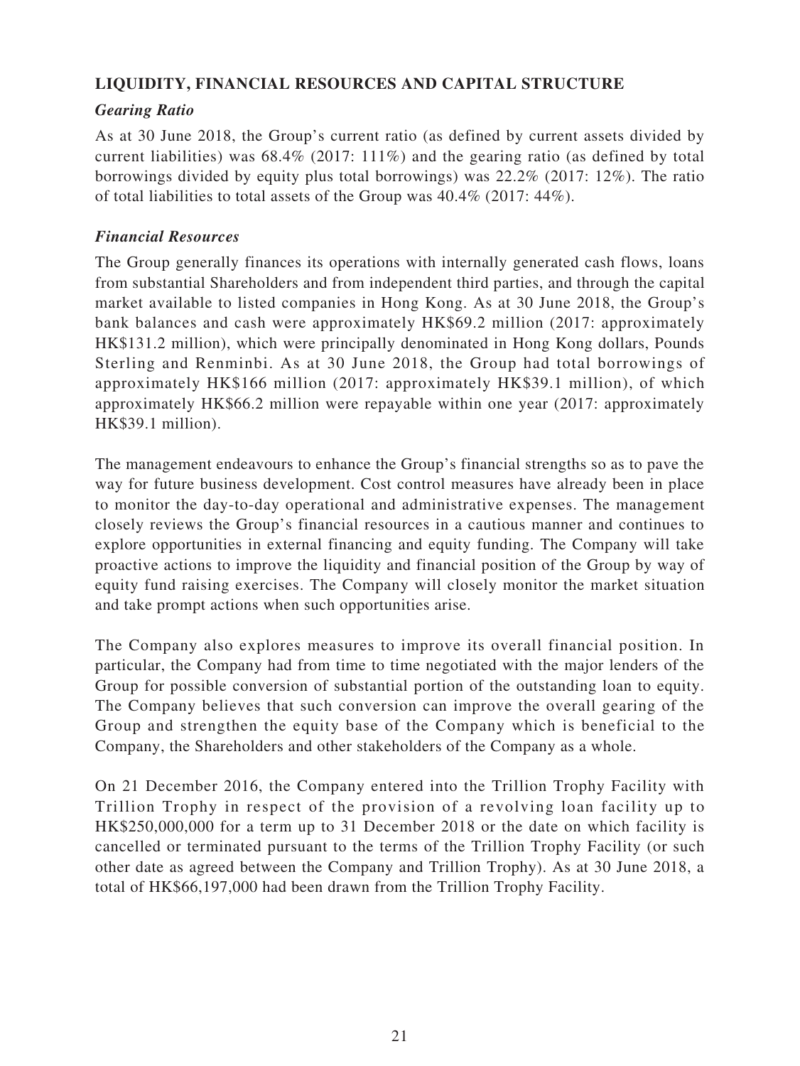## LIQUIDITY, FINANCIAL RESOURCES AND CAPITAL STRUCTURE

### *Gearing Ratio*

As at 30 June 2018, the Group's current ratio (as defined by current assets divided by current liabilities) was 68.4% (2017: 111%) and the gearing ratio (as defined by total borrowings divided by equity plus total borrowings) was 22.2% (2017: 12%). The ratio of total liabilities to total assets of the Group was 40.4% (2017: 44%).

### *Financial Resources*

The Group generally finances its operations with internally generated cash flows, loans from substantial Shareholders and from independent third parties, and through the capital market available to listed companies in Hong Kong. As at 30 June 2018, the Group's bank balances and cash were approximately HK$69.2 million (2017: approximately HK$131.2 million), which were principally denominated in Hong Kong dollars, Pounds Sterling and Renminbi. As at 30 June 2018, the Group had total borrowings of approximately HK$166 million (2017: approximately HK$39.1 million), of which approximately HK$66.2 million were repayable within one year (2017: approximately HK$39.1 million).

The management endeavours to enhance the Group's financial strengths so as to pave the way for future business development. Cost control measures have already been in place to monitor the day-to-day operational and administrative expenses. The management closely reviews the Group's financial resources in a cautious manner and continues to explore opportunities in external financing and equity funding. The Company will take proactive actions to improve the liquidity and financial position of the Group by way of equity fund raising exercises. The Company will closely monitor the market situation and take prompt actions when such opportunities arise.

The Company also explores measures to improve its overall financial position. In particular, the Company had from time to time negotiated with the major lenders of the Group for possible conversion of substantial portion of the outstanding loan to equity. The Company believes that such conversion can improve the overall gearing of the Group and strengthen the equity base of the Company which is beneficial to the Company, the Shareholders and other stakeholders of the Company as a whole.

On 21 December 2016, the Company entered into the Trillion Trophy Facility with Trillion Trophy in respect of the provision of a revolving loan facility up to HK$250,000,000 for a term up to 31 December 2018 or the date on which facility is cancelled or terminated pursuant to the terms of the Trillion Trophy Facility (or such other date as agreed between the Company and Trillion Trophy). As at 30 June 2018, a total of HK$66,197,000 had been drawn from the Trillion Trophy Facility.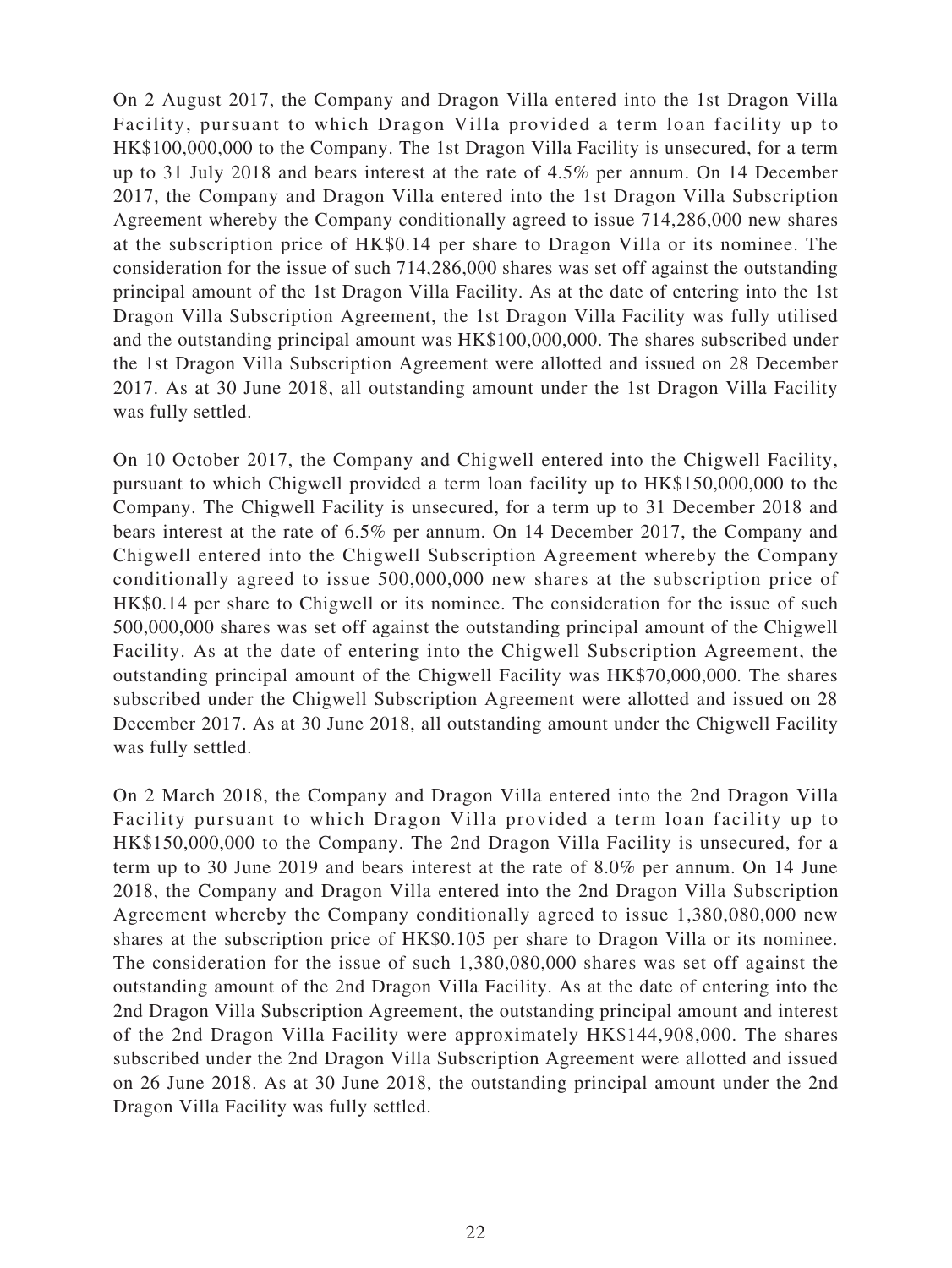On 2 August 2017, the Company and Dragon Villa entered into the 1st Dragon Villa Facility, pursuant to which Dragon Villa provided a term loan facility up to HK$100,000,000 to the Company. The 1st Dragon Villa Facility is unsecured, for a term up to 31 July 2018 and bears interest at the rate of 4.5% per annum. On 14 December 2017, the Company and Dragon Villa entered into the 1st Dragon Villa Subscription Agreement whereby the Company conditionally agreed to issue 714,286,000 new shares at the subscription price of HK$0.14 per share to Dragon Villa or its nominee. The consideration for the issue of such 714,286,000 shares was set off against the outstanding principal amount of the 1st Dragon Villa Facility. As at the date of entering into the 1st Dragon Villa Subscription Agreement, the 1st Dragon Villa Facility was fully utilised and the outstanding principal amount was HK$100,000,000. The shares subscribed under the 1st Dragon Villa Subscription Agreement were allotted and issued on 28 December 2017. As at 30 June 2018, all outstanding amount under the 1st Dragon Villa Facility was fully settled.

On 10 October 2017, the Company and Chigwell entered into the Chigwell Facility, pursuant to which Chigwell provided a term loan facility up to HK$150,000,000 to the Company. The Chigwell Facility is unsecured, for a term up to 31 December 2018 and bears interest at the rate of 6.5% per annum. On 14 December 2017, the Company and Chigwell entered into the Chigwell Subscription Agreement whereby the Company conditionally agreed to issue 500,000,000 new shares at the subscription price of HK$0.14 per share to Chigwell or its nominee. The consideration for the issue of such 500,000,000 shares was set off against the outstanding principal amount of the Chigwell Facility. As at the date of entering into the Chigwell Subscription Agreement, the outstanding principal amount of the Chigwell Facility was HK$70,000,000. The shares subscribed under the Chigwell Subscription Agreement were allotted and issued on 28 December 2017. As at 30 June 2018, all outstanding amount under the Chigwell Facility was fully settled.

On 2 March 2018, the Company and Dragon Villa entered into the 2nd Dragon Villa Facility pursuant to which Dragon Villa provided a term loan facility up to HK$150,000,000 to the Company. The 2nd Dragon Villa Facility is unsecured, for a term up to 30 June 2019 and bears interest at the rate of 8.0% per annum. On 14 June 2018, the Company and Dragon Villa entered into the 2nd Dragon Villa Subscription Agreement whereby the Company conditionally agreed to issue 1,380,080,000 new shares at the subscription price of HK$0.105 per share to Dragon Villa or its nominee. The consideration for the issue of such 1,380,080,000 shares was set off against the outstanding amount of the 2nd Dragon Villa Facility. As at the date of entering into the 2nd Dragon Villa Subscription Agreement, the outstanding principal amount and interest of the 2nd Dragon Villa Facility were approximately HK$144,908,000. The shares subscribed under the 2nd Dragon Villa Subscription Agreement were allotted and issued on 26 June 2018. As at 30 June 2018, the outstanding principal amount under the 2nd Dragon Villa Facility was fully settled.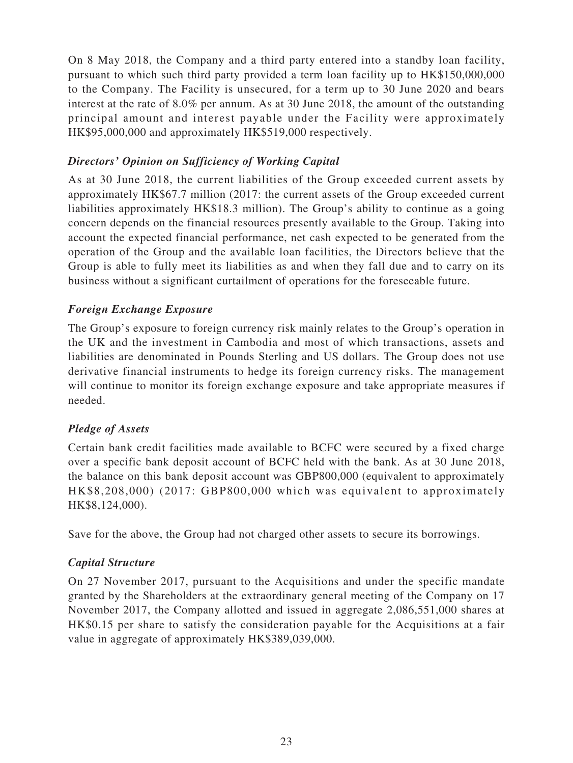On 8 May 2018, the Company and a third party entered into a standby loan facility, pursuant to which such third party provided a term loan facility up to HK$150,000,000 to the Company. The Facility is unsecured, for a term up to 30 June 2020 and bears interest at the rate of 8.0% per annum. As at 30 June 2018, the amount of the outstanding principal amount and interest payable under the Facility were approximately HK$95,000,000 and approximately HK$519,000 respectively.

***Directors' Opinion on Sufficiency of Working Capital***

As at 30 June 2018, the current liabilities of the Group exceeded current assets by approximately HK$67.7 million (2017: the current assets of the Group exceeded current liabilities approximately HK$18.3 million). The Group's ability to continue as a going concern depends on the financial resources presently available to the Group. Taking into account the expected financial performance, net cash expected to be generated from the operation of the Group and the available loan facilities, the Directors believe that the Group is able to fully meet its liabilities as and when they fall due and to carry on its business without a significant curtailment of operations for the foreseeable future.

***Foreign Exchange Exposure***

The Group's exposure to foreign currency risk mainly relates to the Group's operation in the UK and the investment in Cambodia and most of which transactions, assets and liabilities are denominated in Pounds Sterling and US dollars. The Group does not use derivative financial instruments to hedge its foreign currency risks. The management will continue to monitor its foreign exchange exposure and take appropriate measures if needed.

***Pledge of Assets***

Certain bank credit facilities made available to BCFC were secured by a fixed charge over a specific bank deposit account of BCFC held with the bank. As at 30 June 2018, the balance on this bank deposit account was GBP800,000 (equivalent to approximately HK$8,208,000) (2017: GBP800,000 which was equivalent to approximately HK$8,124,000).

Save for the above, the Group had not charged other assets to secure its borrowings.

***Capital Structure***

On 27 November 2017, pursuant to the Acquisitions and under the specific mandate granted by the Shareholders at the extraordinary general meeting of the Company on 17 November 2017, the Company allotted and issued in aggregate 2,086,551,000 shares at HK$0.15 per share to satisfy the consideration payable for the Acquisitions at a fair value in aggregate of approximately HK$389,039,000.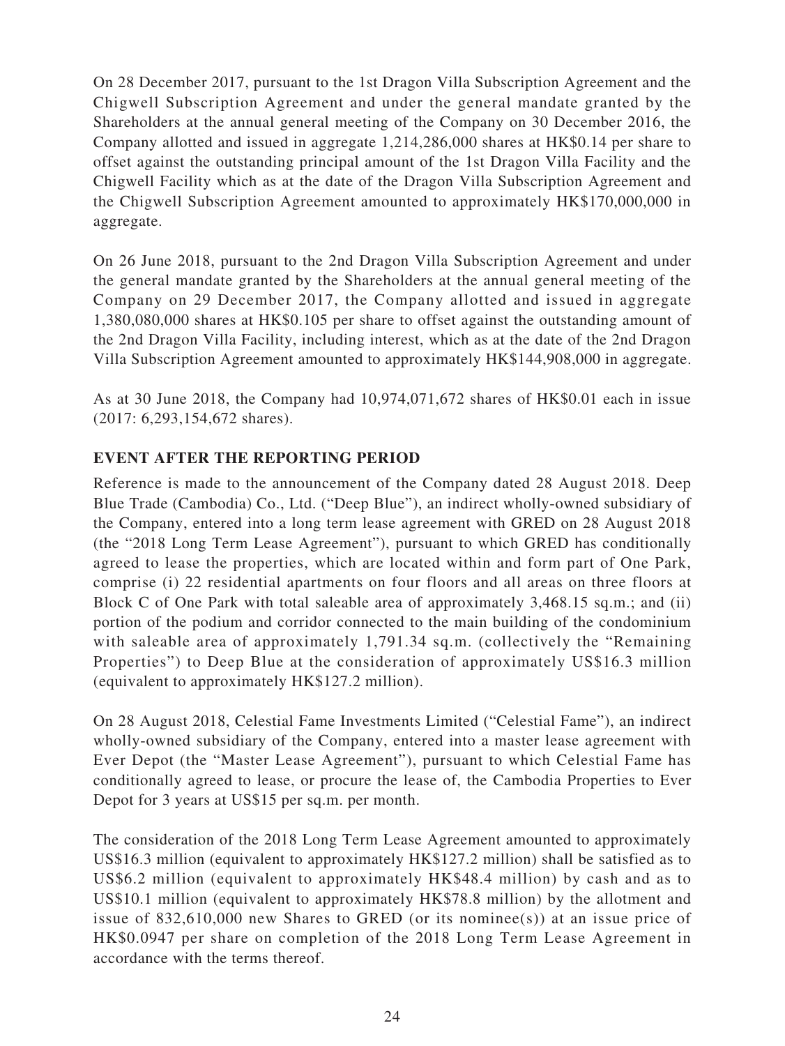On 28 December 2017, pursuant to the 1st Dragon Villa Subscription Agreement and the Chigwell Subscription Agreement and under the general mandate granted by the Shareholders at the annual general meeting of the Company on 30 December 2016, the Company allotted and issued in aggregate 1,214,286,000 shares at HK$0.14 per share to offset against the outstanding principal amount of the 1st Dragon Villa Facility and the Chigwell Facility which as at the date of the Dragon Villa Subscription Agreement and the Chigwell Subscription Agreement amounted to approximately HK$170,000,000 in aggregate.

On 26 June 2018, pursuant to the 2nd Dragon Villa Subscription Agreement and under the general mandate granted by the Shareholders at the annual general meeting of the Company on 29 December 2017, the Company allotted and issued in aggregate 1,380,080,000 shares at HK$0.105 per share to offset against the outstanding amount of the 2nd Dragon Villa Facility, including interest, which as at the date of the 2nd Dragon Villa Subscription Agreement amounted to approximately HK$144,908,000 in aggregate.

As at 30 June 2018, the Company had 10,974,071,672 shares of HK$0.01 each in issue (2017: 6,293,154,672 shares).

## EVENT AFTER THE REPORTING PERIOD

Reference is made to the announcement of the Company dated 28 August 2018. Deep Blue Trade (Cambodia) Co., Ltd. ("Deep Blue"), an indirect wholly-owned subsidiary of the Company, entered into a long term lease agreement with GRED on 28 August 2018 (the "2018 Long Term Lease Agreement"), pursuant to which GRED has conditionally agreed to lease the properties, which are located within and form part of One Park, comprise (i) 22 residential apartments on four floors and all areas on three floors at Block C of One Park with total saleable area of approximately 3,468.15 sq.m.; and (ii) portion of the podium and corridor connected to the main building of the condominium with saleable area of approximately 1,791.34 sq.m. (collectively the "Remaining Properties") to Deep Blue at the consideration of approximately US$16.3 million (equivalent to approximately HK$127.2 million).

On 28 August 2018, Celestial Fame Investments Limited ("Celestial Fame"), an indirect wholly-owned subsidiary of the Company, entered into a master lease agreement with Ever Depot (the "Master Lease Agreement"), pursuant to which Celestial Fame has conditionally agreed to lease, or procure the lease of, the Cambodia Properties to Ever Depot for 3 years at US$15 per sq.m. per month.

The consideration of the 2018 Long Term Lease Agreement amounted to approximately US$16.3 million (equivalent to approximately HK$127.2 million) shall be satisfied as to US$6.2 million (equivalent to approximately HK$48.4 million) by cash and as to US$10.1 million (equivalent to approximately HK$78.8 million) by the allotment and issue of 832,610,000 new Shares to GRED (or its nominee(s)) at an issue price of HK$0.0947 per share on completion of the 2018 Long Term Lease Agreement in accordance with the terms thereof.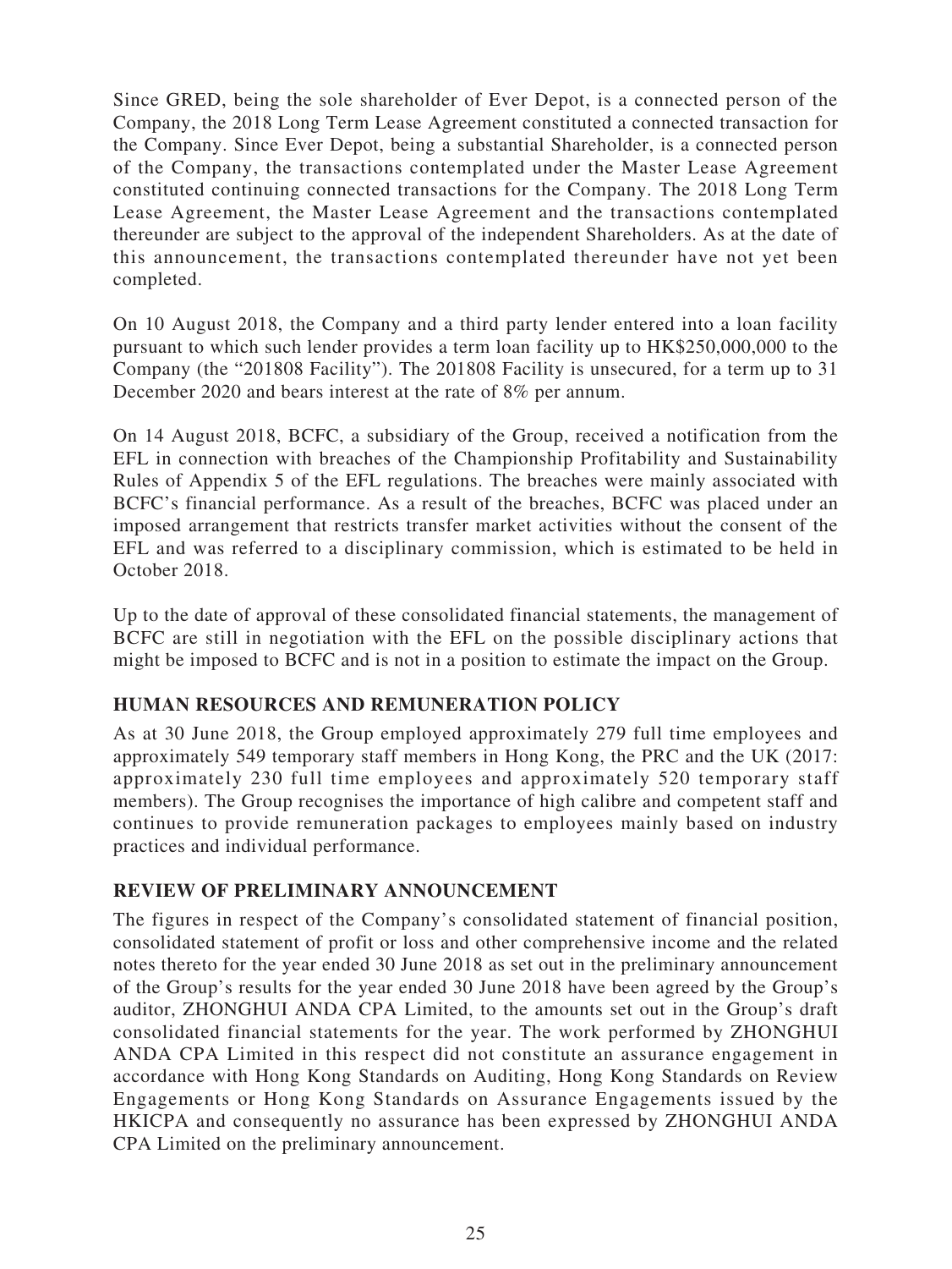Since GRED, being the sole shareholder of Ever Depot, is a connected person of the Company, the 2018 Long Term Lease Agreement constituted a connected transaction for the Company. Since Ever Depot, being a substantial Shareholder, is a connected person of the Company, the transactions contemplated under the Master Lease Agreement constituted continuing connected transactions for the Company. The 2018 Long Term Lease Agreement, the Master Lease Agreement and the transactions contemplated thereunder are subject to the approval of the independent Shareholders. As at the date of this announcement, the transactions contemplated thereunder have not yet been completed.

On 10 August 2018, the Company and a third party lender entered into a loan facility pursuant to which such lender provides a term loan facility up to HK$250,000,000 to the Company (the "201808 Facility"). The 201808 Facility is unsecured, for a term up to 31 December 2020 and bears interest at the rate of 8% per annum.

On 14 August 2018, BCFC, a subsidiary of the Group, received a notification from the EFL in connection with breaches of the Championship Profitability and Sustainability Rules of Appendix 5 of the EFL regulations. The breaches were mainly associated with BCFC's financial performance. As a result of the breaches, BCFC was placed under an imposed arrangement that restricts transfer market activities without the consent of the EFL and was referred to a disciplinary commission, which is estimated to be held in October 2018.

Up to the date of approval of these consolidated financial statements, the management of BCFC are still in negotiation with the EFL on the possible disciplinary actions that might be imposed to BCFC and is not in a position to estimate the impact on the Group.

## HUMAN RESOURCES AND REMUNERATION POLICY

As at 30 June 2018, the Group employed approximately 279 full time employees and approximately 549 temporary staff members in Hong Kong, the PRC and the UK (2017: approximately 230 full time employees and approximately 520 temporary staff members). The Group recognises the importance of high calibre and competent staff and continues to provide remuneration packages to employees mainly based on industry practices and individual performance.

## REVIEW OF PRELIMINARY ANNOUNCEMENT

The figures in respect of the Company's consolidated statement of financial position, consolidated statement of profit or loss and other comprehensive income and the related notes thereto for the year ended 30 June 2018 as set out in the preliminary announcement of the Group's results for the year ended 30 June 2018 have been agreed by the Group's auditor, ZHONGHUI ANDA CPA Limited, to the amounts set out in the Group's draft consolidated financial statements for the year. The work performed by ZHONGHUI ANDA CPA Limited in this respect did not constitute an assurance engagement in accordance with Hong Kong Standards on Auditing, Hong Kong Standards on Review Engagements or Hong Kong Standards on Assurance Engagements issued by the HKICPA and consequently no assurance has been expressed by ZHONGHUI ANDA CPA Limited on the preliminary announcement.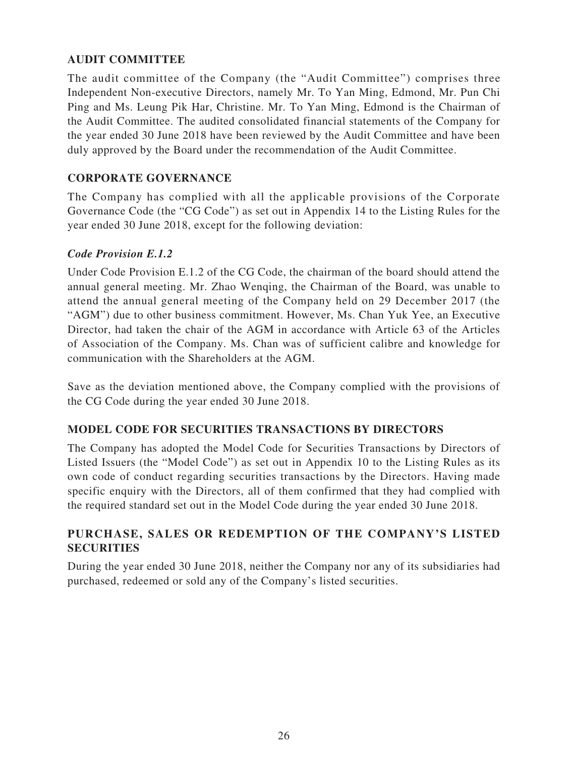## AUDIT COMMITTEE

The audit committee of the Company (the "Audit Committee") comprises three Independent Non-executive Directors, namely Mr. To Yan Ming, Edmond, Mr. Pun Chi Ping and Ms. Leung Pik Har, Christine. Mr. To Yan Ming, Edmond is the Chairman of the Audit Committee. The audited consolidated financial statements of the Company for the year ended 30 June 2018 have been reviewed by the Audit Committee and have been duly approved by the Board under the recommendation of the Audit Committee.

## CORPORATE GOVERNANCE

The Company has complied with all the applicable provisions of the Corporate Governance Code (the "CG Code") as set out in Appendix 14 to the Listing Rules for the year ended 30 June 2018, except for the following deviation:

### *Code Provision E.1.2*

Under Code Provision E.1.2 of the CG Code, the chairman of the board should attend the annual general meeting. Mr. Zhao Wenqing, the Chairman of the Board, was unable to attend the annual general meeting of the Company held on 29 December 2017 (the "AGM") due to other business commitment. However, Ms. Chan Yuk Yee, an Executive Director, had taken the chair of the AGM in accordance with Article 63 of the Articles of Association of the Company. Ms. Chan was of sufficient calibre and knowledge for communication with the Shareholders at the AGM.

Save as the deviation mentioned above, the Company complied with the provisions of the CG Code during the year ended 30 June 2018.

## MODEL CODE FOR SECURITIES TRANSACTIONS BY DIRECTORS

The Company has adopted the Model Code for Securities Transactions by Directors of Listed Issuers (the "Model Code") as set out in Appendix 10 to the Listing Rules as its own code of conduct regarding securities transactions by the Directors. Having made specific enquiry with the Directors, all of them confirmed that they had complied with the required standard set out in the Model Code during the year ended 30 June 2018.

## PURCHASE, SALES OR REDEMPTION OF THE COMPANY'S LISTED SECURITIES

During the year ended 30 June 2018, neither the Company nor any of its subsidiaries had purchased, redeemed or sold any of the Company's listed securities.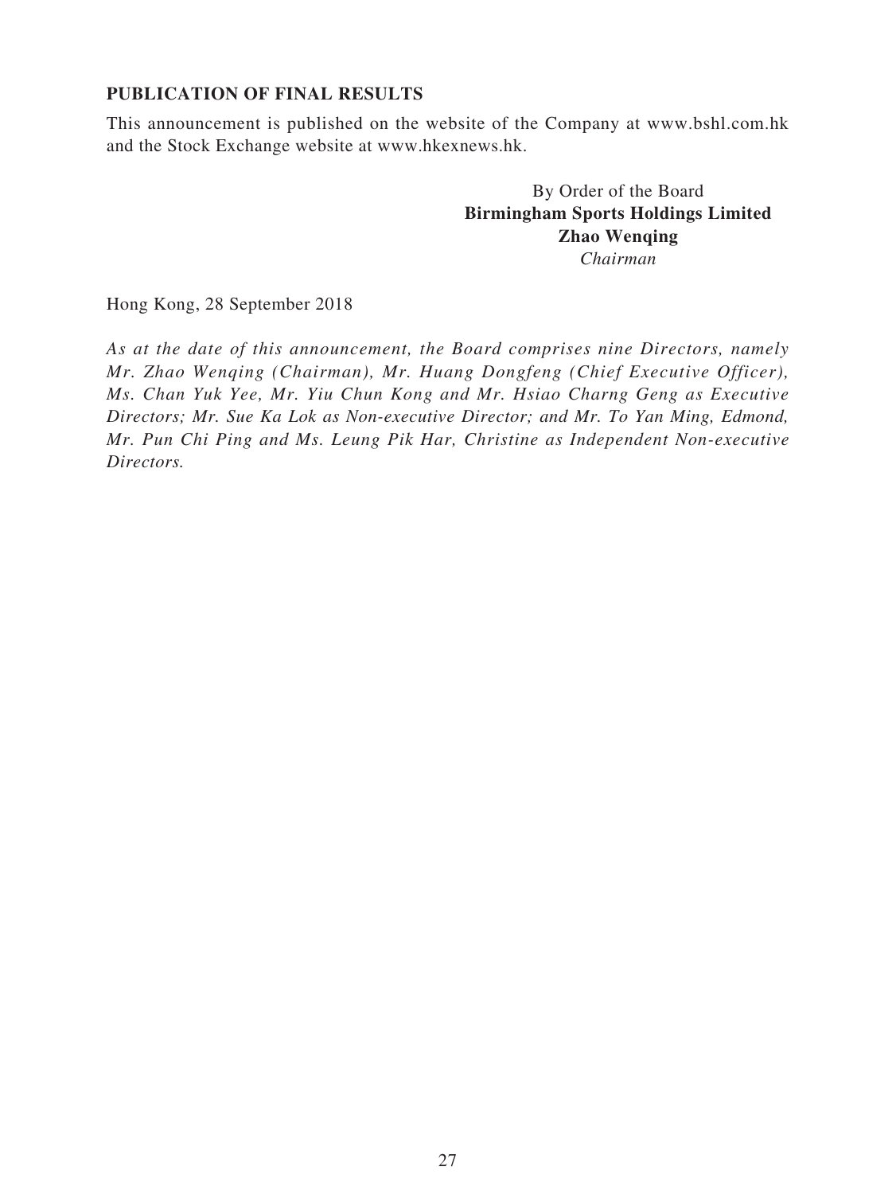**PUBLICATION OF FINAL RESULTS**

This announcement is published on the website of the Company at www.bshl.com.hk and the Stock Exchange website at www.hkexnews.hk.

By Order of the Board
**Birmingham Sports Holdings Limited**
**Zhao Wenqing**
*Chairman*

Hong Kong, 28 September 2018

*As at the date of this announcement, the Board comprises nine Directors, namely Mr. Zhao Wenqing (Chairman), Mr. Huang Dongfeng (Chief Executive Officer), Ms. Chan Yuk Yee, Mr. Yiu Chun Kong and Mr. Hsiao Charng Geng as Executive Directors; Mr. Sue Ka Lok as Non-executive Director; and Mr. To Yan Ming, Edmond, Mr. Pun Chi Ping and Ms. Leung Pik Har, Christine as Independent Non-executive Directors.*